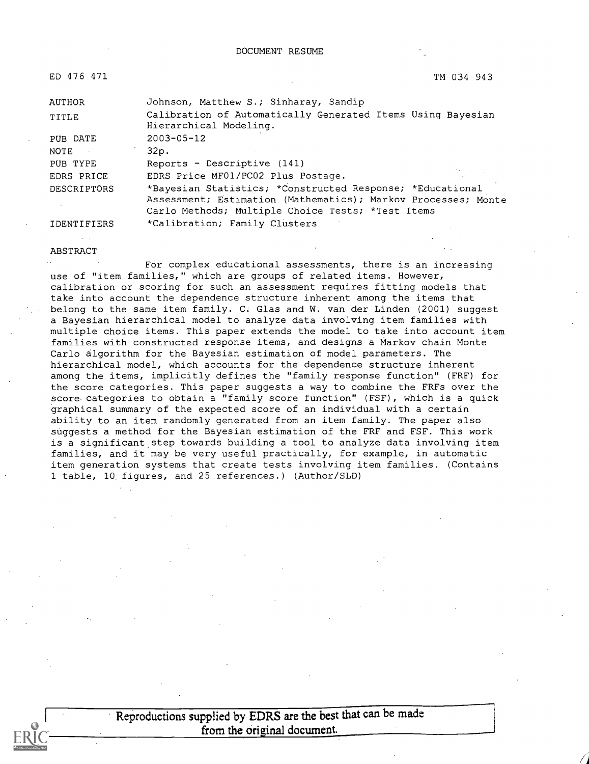DOCUMENT RESUME

| | | |
|---|---|---|
| ED 476 471 | | TM 034 943 |
| AUTHOR | Johnson, Matthew S.; Sinharay, Sandip | |
| TITLE | Calibration of Automatically Generated Items Using Bayesian Hierarchical Modeling. | |
| PUB DATE | 2003-05-12 | |
| NOTE | 32p. | |
| PUB TYPE | Reports - Descriptive (141) | |
| EDRS PRICE | EDRS Price MF01/PC02 Plus Postage. | |
| DESCRIPTORS | *Bayesian Statistics; *Constructed Response; *Educational Assessment; Estimation (Mathematics); Markov Processes; Monte Carlo Methods; Multiple Choice Tests; *Test Items | |
| IDENTIFIERS | *Calibration; Family Clusters | |

ABSTRACT

For complex educational assessments, there is an increasing use of "item families," which are groups of related items. However, calibration or scoring for such an assessment requires fitting models that take into account the dependence structure inherent among the items that belong to the same item family. C. Glas and W. van der Linden (2001) suggest a Bayesian hierarchical model to analyze data involving item families with multiple choice items. This paper extends the model to take into account item families with constructed response items, and designs a Markov chain Monte Carlo algorithm for the Bayesian estimation of model parameters. The hierarchical model, which accounts for the dependence structure inherent among the items, implicitly defines the "family response function" (FRF) for the score categories. This paper suggests a way to combine the FRFs over the score categories to obtain a "family score function" (FSF), which is a quick graphical summary of the expected score of an individual with a certain ability to an item randomly generated from an item family. The paper also suggests a method for the Bayesian estimation of the FRF and FSF. This work is a significant step towards building a tool to analyze data involving item families, and it may be very useful practically, for example, in automatic item generation systems that create tests involving item families. (Contains 1 table, 10 figures, and 25 references.) (Author/SLD)

Reproductions supplied by EDRS are the best that can be made from the original document.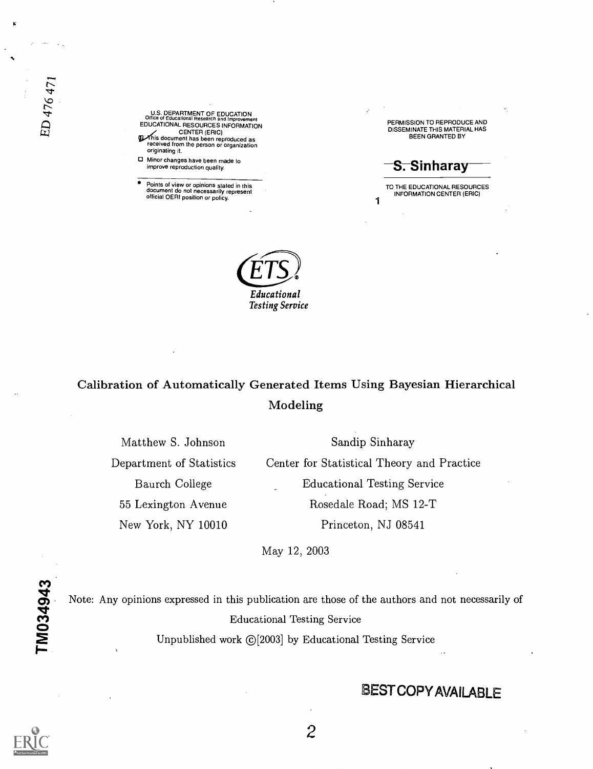U.S. DEPARTMENT OF EDUCATION
Office of Educational Research and Improvement
EDUCATIONAL RESOURCES INFORMATION CENTER (ERIC)

- [x] This document has been reproduced as received from the person or organization originating it.
- [ ] Minor changes have been made to improve reproduction quality.

- Points of view or opinions stated in this document do not necessarily represent official OERI position or policy.

PERMISSION TO REPRODUCE AND DISSEMINATE THIS MATERIAL HAS BEEN GRANTED BY

S. Sinharay

TO THE EDUCATIONAL RESOURCES INFORMATION CENTER (ERIC)

ETS
Educational Testing Service

# Calibration of Automatically Generated Items Using Bayesian Hierarchical Modeling

Matthew S. Johnson
Department of Statistics
Baurch College
55 Lexington Avenue
New York, NY 10010

Sandip Sinharay
Center for Statistical Theory and Practice
Educational Testing Service
Rosedale Road; MS 12-T
Princeton, NJ 08541

May 12, 2003

Note: Any opinions expressed in this publication are those of the authors and not necessarily of Educational Testing Service

Unpublished work ©[2003] by Educational Testing Service

BEST COPY AVAILABLE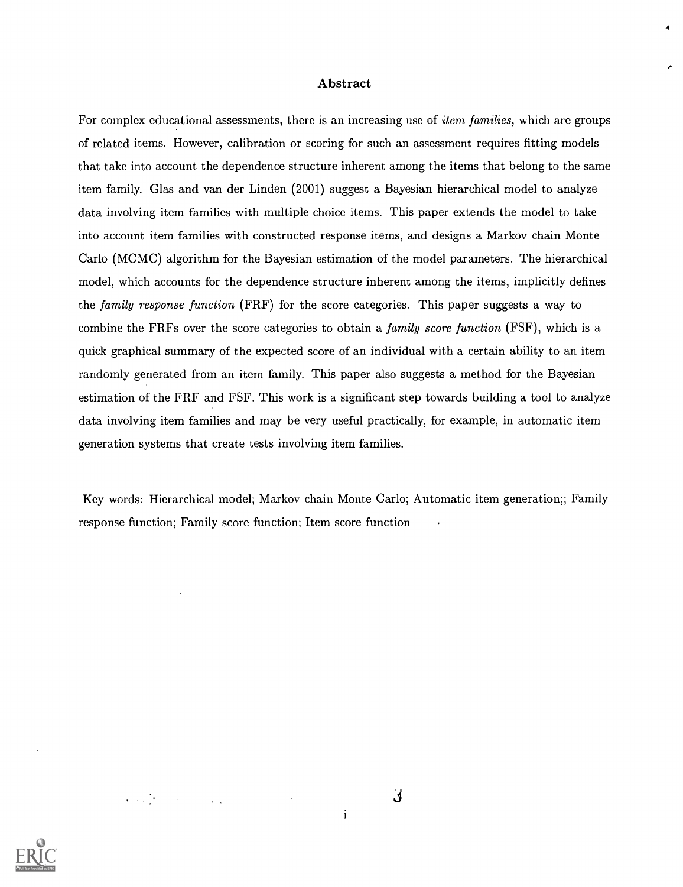## Abstract

For complex educational assessments, there is an increasing use of *item families*, which are groups of related items. However, calibration or scoring for such an assessment requires fitting models that take into account the dependence structure inherent among the items that belong to the same item family. Glas and van der Linden (2001) suggest a Bayesian hierarchical model to analyze data involving item families with multiple choice items. This paper extends the model to take into account item families with constructed response items, and designs a Markov chain Monte Carlo (MCMC) algorithm for the Bayesian estimation of the model parameters. The hierarchical model, which accounts for the dependence structure inherent among the items, implicitly defines the *family response function* (FRF) for the score categories. This paper suggests a way to combine the FRFs over the score categories to obtain a *family score function* (FSF), which is a quick graphical summary of the expected score of an individual with a certain ability to an item randomly generated from an item family. This paper also suggests a method for the Bayesian estimation of the FRF and FSF. This work is a significant step towards building a tool to analyze data involving item families and may be very useful practically, for example, in automatic item generation systems that create tests involving item families.

Key words: Hierarchical model; Markov chain Monte Carlo; Automatic item generation;; Family response function; Family score function; Item score function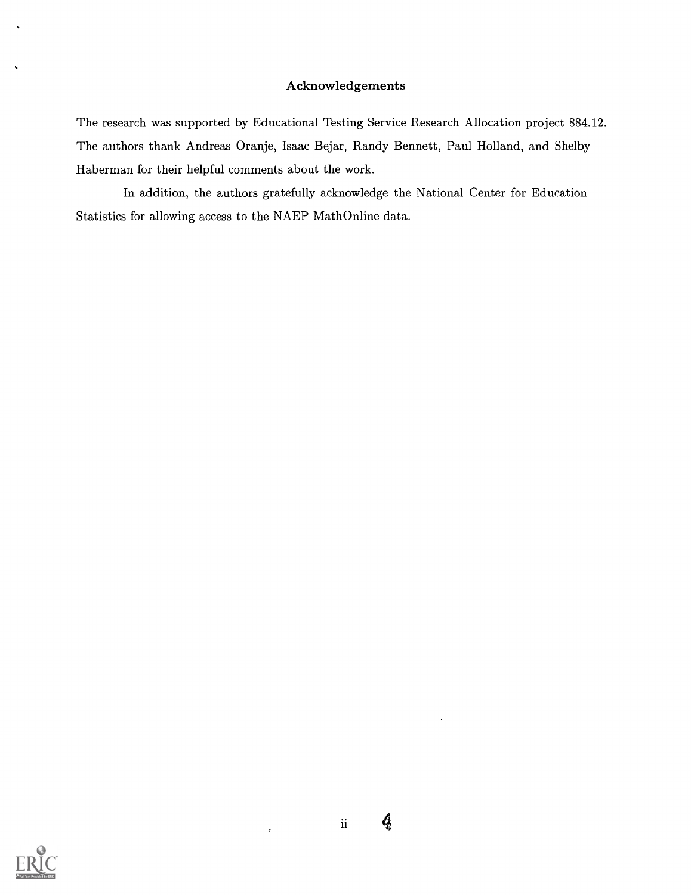## Acknowledgements

The research was supported by Educational Testing Service Research Allocation project 884.12. The authors thank Andreas Oranje, Isaac Bejar, Randy Bennett, Paul Holland, and Shelby Haberman for their helpful comments about the work.

In addition, the authors gratefully acknowledge the National Center for Education Statistics for allowing access to the NAEP MathOnline data.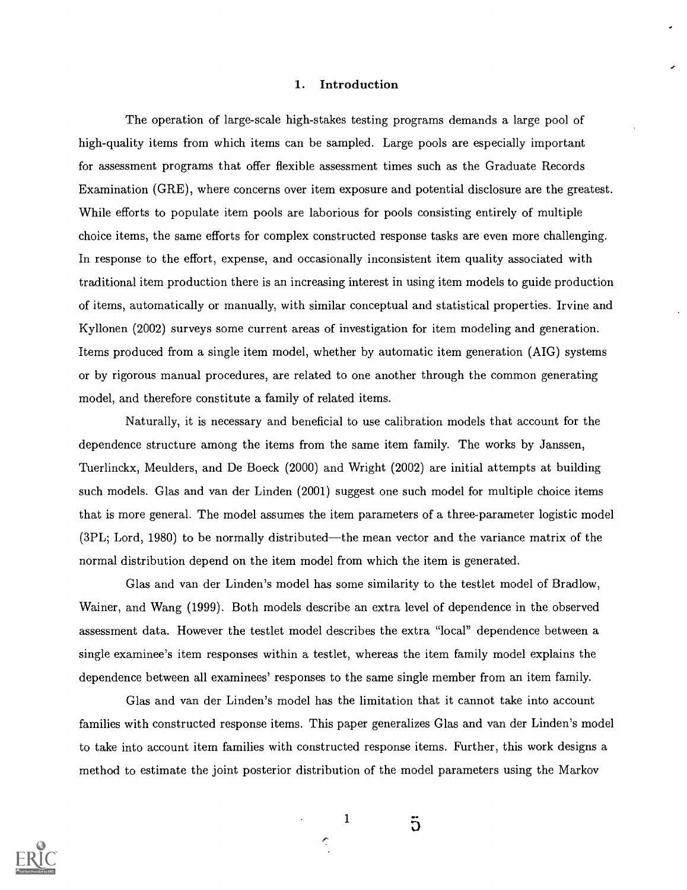## 1. Introduction

The operation of large-scale high-stakes testing programs demands a large pool of high-quality items from which items can be sampled. Large pools are especially important for assessment programs that offer flexible assessment times such as the Graduate Records Examination (GRE), where concerns over item exposure and potential disclosure are the greatest. While efforts to populate item pools are laborious for pools consisting entirely of multiple choice items, the same efforts for complex constructed response tasks are even more challenging. In response to the effort, expense, and occasionally inconsistent item quality associated with traditional item production there is an increasing interest in using item models to guide production of items, automatically or manually, with similar conceptual and statistical properties. Irvine and Kyllonen (2002) surveys some current areas of investigation for item modeling and generation. Items produced from a single item model, whether by automatic item generation (AIG) systems or by rigorous manual procedures, are related to one another through the common generating model, and therefore constitute a family of related items.

Naturally, it is necessary and beneficial to use calibration models that account for the dependence structure among the items from the same item family. The works by Janssen, Tuerlinckx, Meulders, and De Boeck (2000) and Wright (2002) are initial attempts at building such models. Glas and van der Linden (2001) suggest one such model for multiple choice items that is more general. The model assumes the item parameters of a three-parameter logistic model (3PL; Lord, 1980) to be normally distributed—the mean vector and the variance matrix of the normal distribution depend on the item model from which the item is generated.

Glas and van der Linden's model has some similarity to the testlet model of Bradlow, Wainer, and Wang (1999). Both models describe an extra level of dependence in the observed assessment data. However the testlet model describes the extra "local" dependence between a single examinee's item responses within a testlet, whereas the item family model explains the dependence between all examinees' responses to the same single member from an item family.

Glas and van der Linden's model has the limitation that it cannot take into account families with constructed response items. This paper generalizes Glas and van der Linden's model to take into account item families with constructed response items. Further, this work designs a method to estimate the joint posterior distribution of the model parameters using the Markov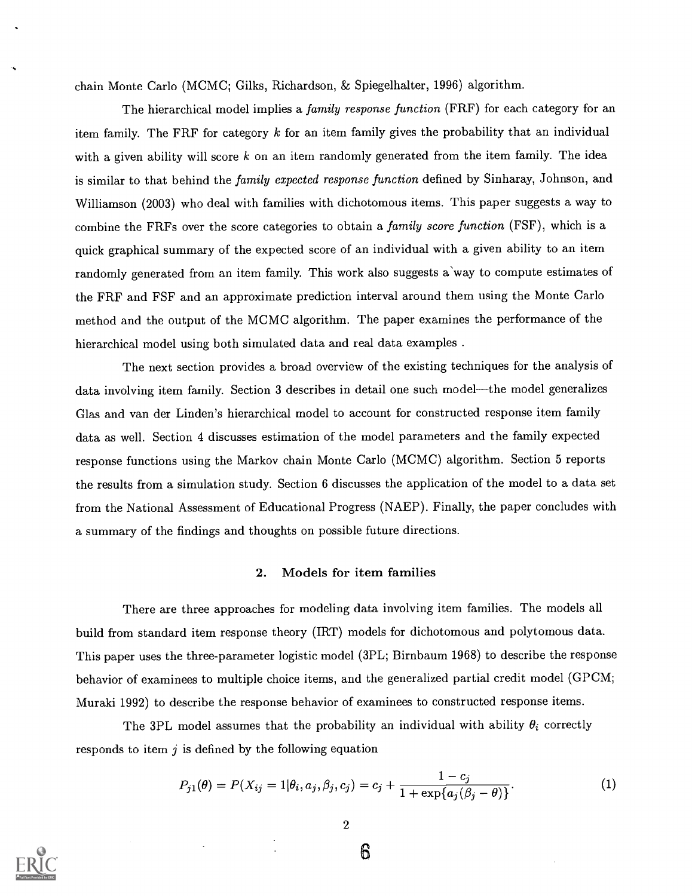chain Monte Carlo (MCMC; Gilks, Richardson, & Spiegelhalter, 1996) algorithm.

The hierarchical model implies a *family response function* (FRF) for each category for an item family. The FRF for category $k$ for an item family gives the probability that an individual with a given ability will score $k$ on an item randomly generated from the item family. The idea is similar to that behind the *family expected response function* defined by Sinharay, Johnson, and Williamson (2003) who deal with families with dichotomous items. This paper suggests a way to combine the FRFs over the score categories to obtain a *family score function* (FSF), which is a quick graphical summary of the expected score of an individual with a given ability to an item randomly generated from an item family. This work also suggests a way to compute estimates of the FRF and FSF and an approximate prediction interval around them using the Monte Carlo method and the output of the MCMC algorithm. The paper examines the performance of the hierarchical model using both simulated data and real data examples .

The next section provides a broad overview of the existing techniques for the analysis of data involving item family. Section 3 describes in detail one such model—the model generalizes Glas and van der Linden's hierarchical model to account for constructed response item family data as well. Section 4 discusses estimation of the model parameters and the family expected response functions using the Markov chain Monte Carlo (MCMC) algorithm. Section 5 reports the results from a simulation study. Section 6 discusses the application of the model to a data set from the National Assessment of Educational Progress (NAEP). Finally, the paper concludes with a summary of the findings and thoughts on possible future directions.

## 2. Models for item families

There are three approaches for modeling data involving item families. The models all build from standard item response theory (IRT) models for dichotomous and polytomous data. This paper uses the three-parameter logistic model (3PL; Birnbaum 1968) to describe the response behavior of examinees to multiple choice items, and the generalized partial credit model (GPCM; Muraki 1992) to describe the response behavior of examinees to constructed response items.

The 3PL model assumes that the probability an individual with ability $\theta_i$ correctly responds to item $j$ is defined by the following equation

$$P_{j1}(\theta) = P(X_{ij} = 1|\theta_i, a_j, \beta_j, c_j) = c_j + \frac{1 - c_j}{1 + \exp\{a_j(\beta_j - \theta)\}}. \quad (1)$$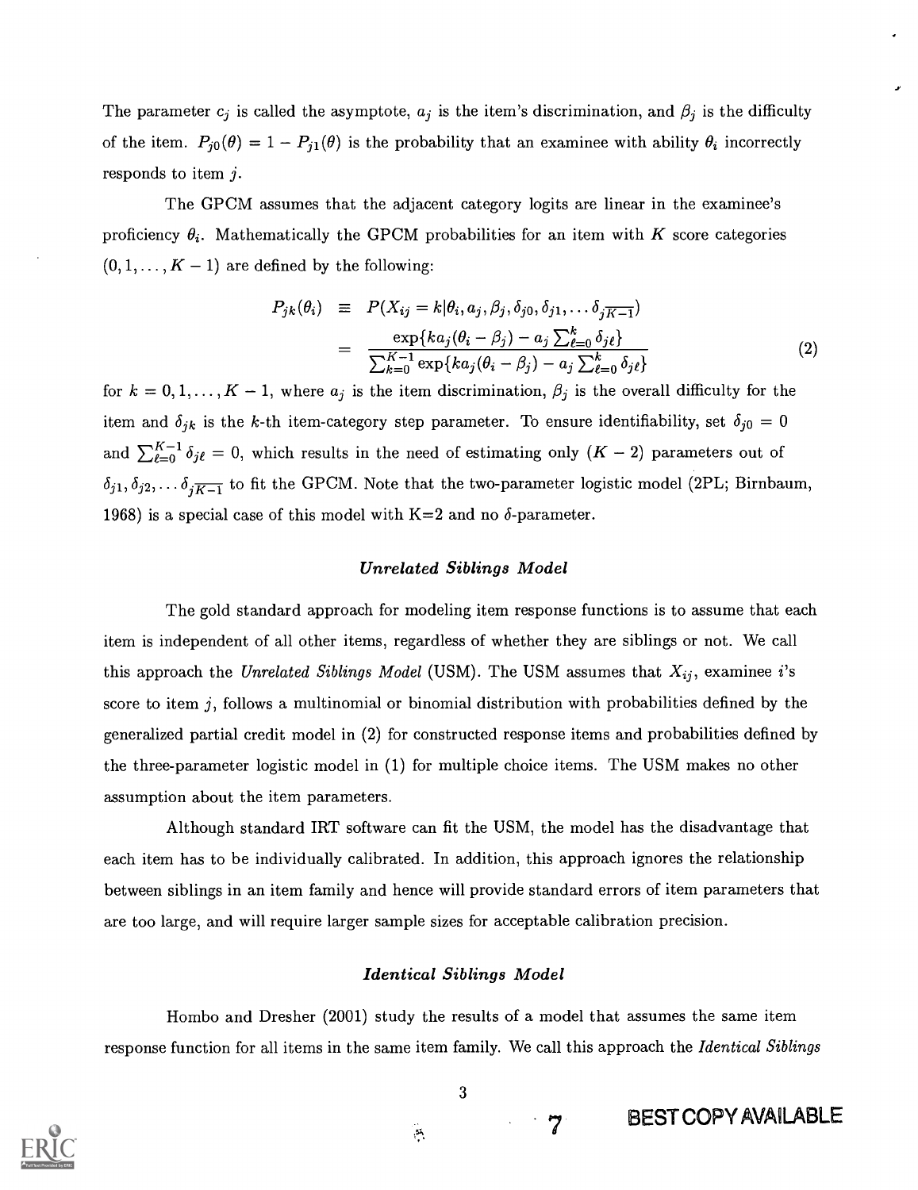The parameter $c_j$ is called the asymptote, $a_j$ is the item's discrimination, and $\beta_j$ is the difficulty of the item. $P_{j0}(\theta) = 1 - P_{j1}(\theta)$ is the probability that an examinee with ability $\theta_i$ incorrectly responds to item $j$.

The GPCM assumes that the adjacent category logits are linear in the examinee's proficiency $\theta_i$. Mathematically the GPCM probabilities for an item with $K$ score categories $(0, 1, \ldots, K-1)$ are defined by the following:

$$
\begin{aligned}
P_{jk}(\theta_i) &\equiv P(X_{ij} = k | \theta_i, a_j, \beta_j, \delta_{j0}, \delta_{j1}, \ldots \delta_{j\overline{K-1}}) \\
&= \frac{\exp\{k a_j(\theta_i - \beta_j) - a_j \sum_{\ell=0}^{k} \delta_{j\ell}\}}{\sum_{k=0}^{K-1} \exp\{k a_j(\theta_i - \beta_j) - a_j \sum_{\ell=0}^{k} \delta_{j\ell}\}}
\end{aligned}
\tag{2}
$$

for $k = 0, 1, \ldots, K-1$, where $a_j$ is the item discrimination, $\beta_j$ is the overall difficulty for the item and $\delta_{jk}$ is the $k$-th item-category step parameter. To ensure identifiability, set $\delta_{j0} = 0$ and $\sum_{\ell=0}^{K-1} \delta_{j\ell} = 0$, which results in the need of estimating only $(K-2)$ parameters out of $\delta_{j1}, \delta_{j2}, \ldots \delta_{j\overline{K-1}}$ to fit the GPCM. Note that the two-parameter logistic model (2PL; Birnbaum, 1968) is a special case of this model with K=2 and no $\delta$-parameter.

### *Unrelated Siblings Model*

The gold standard approach for modeling item response functions is to assume that each item is independent of all other items, regardless of whether they are siblings or not. We call this approach the *Unrelated Siblings Model* (USM). The USM assumes that $X_{ij}$, examinee $i$'s score to item $j$, follows a multinomial or binomial distribution with probabilities defined by the generalized partial credit model in (2) for constructed response items and probabilities defined by the three-parameter logistic model in (1) for multiple choice items. The USM makes no other assumption about the item parameters.

Although standard IRT software can fit the USM, the model has the disadvantage that each item has to be individually calibrated. In addition, this approach ignores the relationship between siblings in an item family and hence will provide standard errors of item parameters that are too large, and will require larger sample sizes for acceptable calibration precision.

### *Identical Siblings Model*

Hombo and Dresher (2001) study the results of a model that assumes the same item response function for all items in the same item family. We call this approach the *Identical Siblings*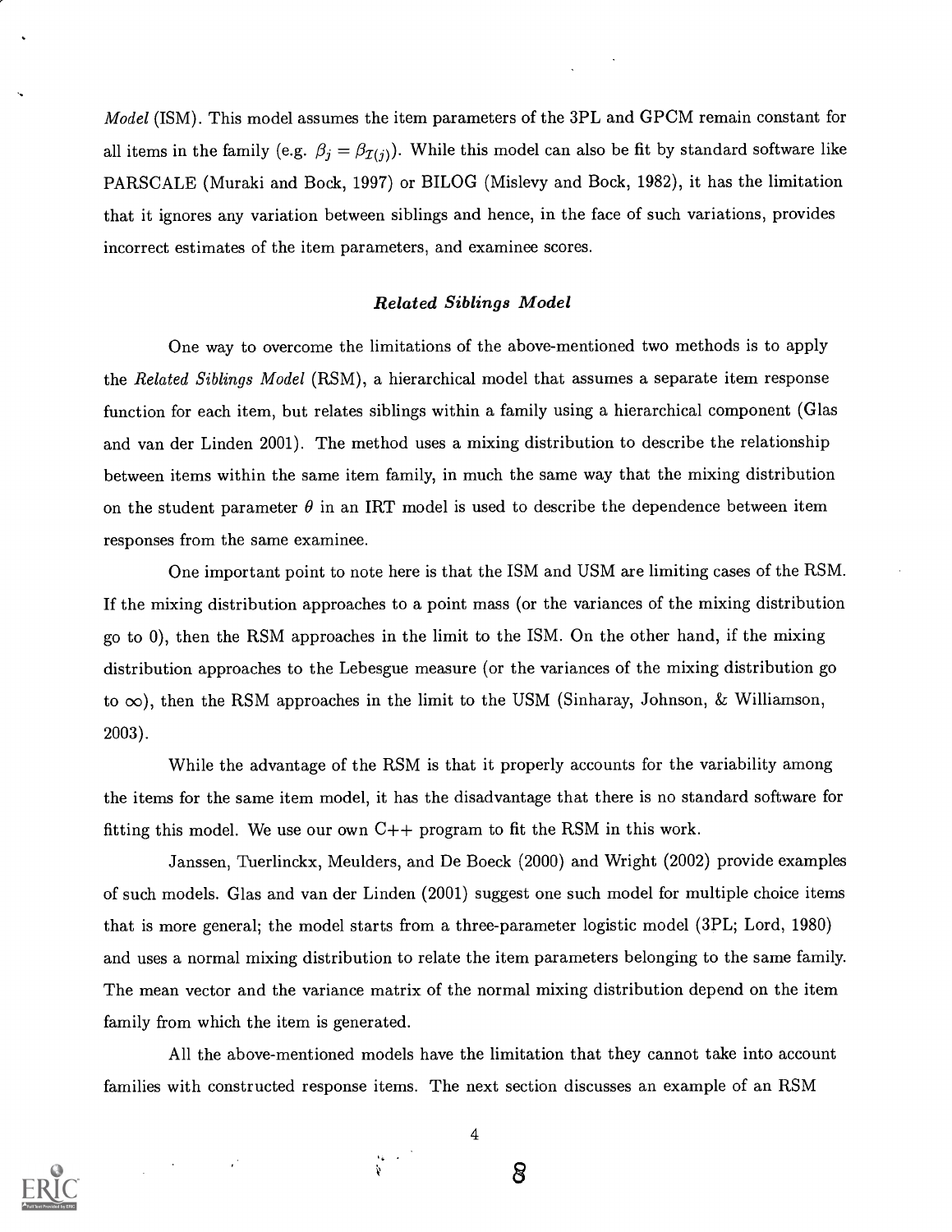*Model* (ISM). This model assumes the item parameters of the 3PL and GPCM remain constant for all items in the family (e.g. $\beta_j = \beta_{\mathcal{I}(j)}$). While this model can also be fit by standard software like PARSCALE (Muraki and Bock, 1997) or BILOG (Mislevy and Bock, 1982), it has the limitation that it ignores any variation between siblings and hence, in the face of such variations, provides incorrect estimates of the item parameters, and examinee scores.

### *Related Siblings Model*

One way to overcome the limitations of the above-mentioned two methods is to apply the *Related Siblings Model* (RSM), a hierarchical model that assumes a separate item response function for each item, but relates siblings within a family using a hierarchical component (Glas and van der Linden 2001). The method uses a mixing distribution to describe the relationship between items within the same item family, in much the same way that the mixing distribution on the student parameter $\theta$ in an IRT model is used to describe the dependence between item responses from the same examinee.

One important point to note here is that the ISM and USM are limiting cases of the RSM. If the mixing distribution approaches to a point mass (or the variances of the mixing distribution go to 0), then the RSM approaches in the limit to the ISM. On the other hand, if the mixing distribution approaches to the Lebesgue measure (or the variances of the mixing distribution go to $\infty$), then the RSM approaches in the limit to the USM (Sinharay, Johnson, & Williamson, 2003).

While the advantage of the RSM is that it properly accounts for the variability among the items for the same item model, it has the disadvantage that there is no standard software for fitting this model. We use our own C++ program to fit the RSM in this work.

Janssen, Tuerlinckx, Meulders, and De Boeck (2000) and Wright (2002) provide examples of such models. Glas and van der Linden (2001) suggest one such model for multiple choice items that is more general; the model starts from a three-parameter logistic model (3PL; Lord, 1980) and uses a normal mixing distribution to relate the item parameters belonging to the same family. The mean vector and the variance matrix of the normal mixing distribution depend on the item family from which the item is generated.

All the above-mentioned models have the limitation that they cannot take into account families with constructed response items. The next section discusses an example of an RSM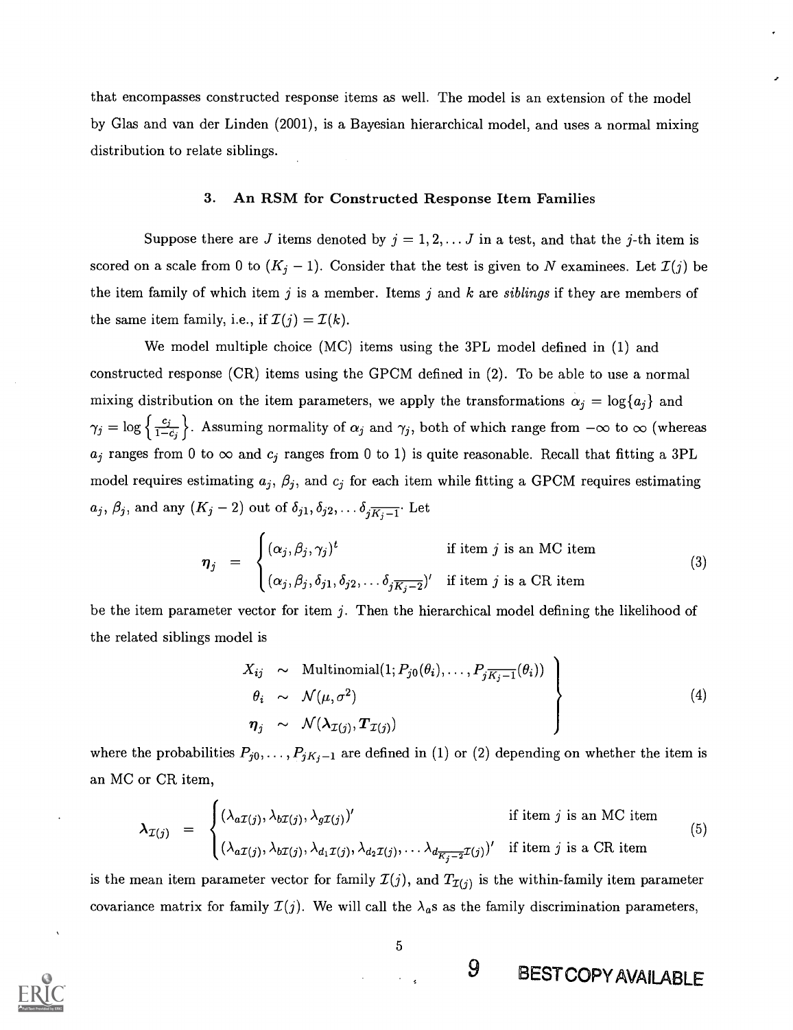that encompasses constructed response items as well. The model is an extension of the model by Glas and van der Linden (2001), is a Bayesian hierarchical model, and uses a normal mixing distribution to relate siblings.

### 3. An RSM for Constructed Response Item Families

Suppose there are $J$ items denoted by $j = 1, 2, \ldots J$ in a test, and that the $j$-th item is scored on a scale from 0 to $(K_j - 1)$. Consider that the test is given to $N$ examinees. Let $\mathcal{I}(j)$ be the item family of which item $j$ is a member. Items $j$ and $k$ are *siblings* if they are members of the same item family, i.e., if $\mathcal{I}(j) = \mathcal{I}(k)$.

We model multiple choice (MC) items using the 3PL model defined in (1) and constructed response (CR) items using the GPCM defined in (2). To be able to use a normal mixing distribution on the item parameters, we apply the transformations $\alpha_j = \log\{a_j\}$ and $\gamma_j = \log\left\{\frac{c_j}{1-c_j}\right\}$. Assuming normality of $\alpha_j$ and $\gamma_j$, both of which range from $-\infty$ to $\infty$ (whereas $a_j$ ranges from 0 to $\infty$ and $c_j$ ranges from 0 to 1) is quite reasonable. Recall that fitting a 3PL model requires estimating $a_j$, $\beta_j$, and $c_j$ for each item while fitting a GPCM requires estimating $a_j$, $\beta_j$, and any $(K_j - 2)$ out of $\delta_{j1}, \delta_{j2}, \ldots \delta_{j\overline{K_j-1}}$. Let

$$
\boldsymbol{\eta}_j = \begin{cases} (\alpha_j, \beta_j, \gamma_j)^t & \text{if item } j \text{ is an MC item} \\ (\alpha_j, \beta_j, \delta_{j1}, \delta_{j2}, \ldots \delta_{j\overline{K_j-2}})' & \text{if item } j \text{ is a CR item} \end{cases} \tag{3}
$$

be the item parameter vector for item $j$. Then the hierarchical model defining the likelihood of the related siblings model is

$$
\left.\begin{aligned} X_{ij} &\sim \text{Multinomial}(1; P_{j0}(\theta_i), \ldots, P_{j\overline{K_j-1}}(\theta_i)) \\ \theta_i &\sim \mathcal{N}(\mu, \sigma^2) \\ \boldsymbol{\eta}_j &\sim \mathcal{N}(\boldsymbol{\lambda}_{\mathcal{I}(j)}, \boldsymbol{T}_{\mathcal{I}(j)}) \end{aligned}\right\} \tag{4}
$$

where the probabilities $P_{j0}, \ldots, P_{jK_j-1}$ are defined in (1) or (2) depending on whether the item is an MC or CR item,

$$
\boldsymbol{\lambda}_{\mathcal{I}(j)} = \begin{cases} (\lambda_{a\mathcal{I}(j)}, \lambda_{b\mathcal{I}(j)}, \lambda_{g\mathcal{I}(j)})' & \text{if item } j \text{ is an MC item} \\ (\lambda_{a\mathcal{I}(j)}, \lambda_{b\mathcal{I}(j)}, \lambda_{d_1\mathcal{I}(j)}, \lambda_{d_2\mathcal{I}(j)}, \ldots \lambda_{d_{\overline{K_j-2}}\mathcal{I}(j)})' & \text{if item } j \text{ is a CR item} \end{cases} \tag{5}
$$

is the mean item parameter vector for family $\mathcal{I}(j)$, and $T_{\mathcal{I}(j)}$ is the within-family item parameter covariance matrix for family $\mathcal{I}(j)$. We will call the $\lambda_a$s as the family discrimination parameters,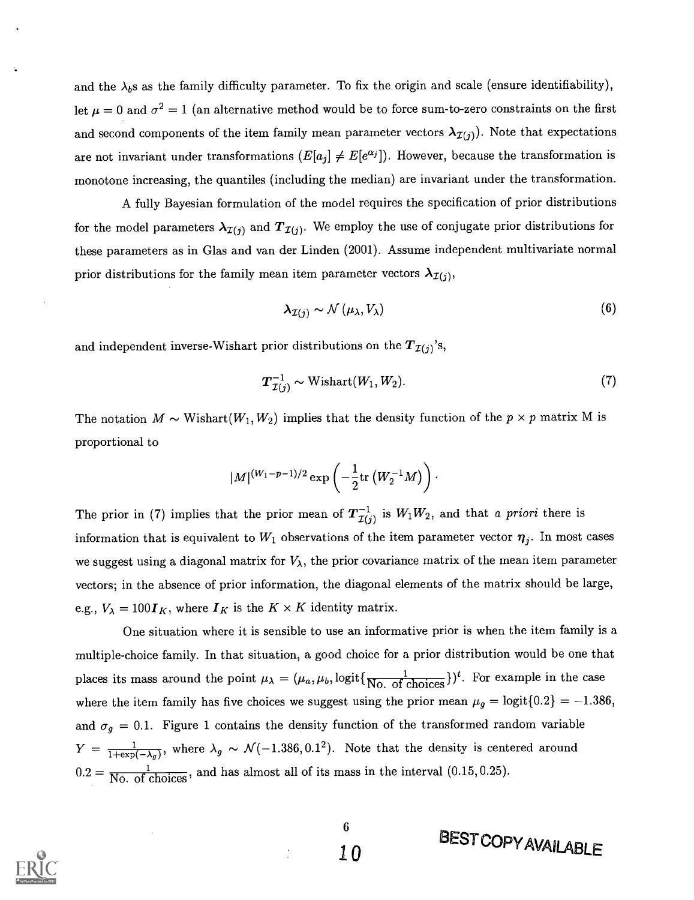and the $\lambda_b$s as the family difficulty parameter. To fix the origin and scale (ensure identifiability), let $\mu = 0$ and $\sigma^2 = 1$ (an alternative method would be to force sum-to-zero constraints on the first and second components of the item family mean parameter vectors $\boldsymbol{\lambda}_{\mathcal{I}(j)}$). Note that expectations are not invariant under transformations ($E[a_j] \neq E[e^{\alpha_j}]$). However, because the transformation is monotone increasing, the quantiles (including the median) are invariant under the transformation.

A fully Bayesian formulation of the model requires the specification of prior distributions for the model parameters $\boldsymbol{\lambda}_{\mathcal{I}(j)}$ and $\boldsymbol{T}_{\mathcal{I}(j)}$. We employ the use of conjugate prior distributions for these parameters as in Glas and van der Linden (2001). Assume independent multivariate normal prior distributions for the family mean item parameter vectors $\boldsymbol{\lambda}_{\mathcal{I}(j)}$,

$$\boldsymbol{\lambda}_{\mathcal{I}(j)} \sim \mathcal{N}\left(\mu_\lambda, V_\lambda\right) \tag{6}$$

and independent inverse-Wishart prior distributions on the $\boldsymbol{T}_{\mathcal{I}(j)}$'s,

$$\boldsymbol{T}_{\mathcal{I}(j)}^{-1} \sim \text{Wishart}(W_1, W_2). \tag{7}$$

The notation $M \sim \text{Wishart}(W_1, W_2)$ implies that the density function of the $p \times p$ matrix M is proportional to

$$|M|^{(W_1-p-1)/2} \exp\left(-\frac{1}{2}\text{tr}\left(W_2^{-1}M\right)\right).$$

The prior in (7) implies that the prior mean of $\boldsymbol{T}_{\mathcal{I}(j)}^{-1}$ is $W_1 W_2$, and that *a priori* there is information that is equivalent to $W_1$ observations of the item parameter vector $\boldsymbol{\eta}_j$. In most cases we suggest using a diagonal matrix for $V_\lambda$, the prior covariance matrix of the mean item parameter vectors; in the absence of prior information, the diagonal elements of the matrix should be large, e.g., $V_\lambda = 100\boldsymbol{I}_K$, where $\boldsymbol{I}_K$ is the $K \times K$ identity matrix.

One situation where it is sensible to use an informative prior is when the item family is a multiple-choice family. In that situation, a good choice for a prior distribution would be one that places its mass around the point $\mu_\lambda = (\mu_a, \mu_b, \text{logit}\{\frac{1}{\text{No. of choices}}\})^t$. For example in the case where the item family has five choices we suggest using the prior mean $\mu_g = \text{logit}\{0.2\} = -1.386$, and $\sigma_g = 0.1$. Figure 1 contains the density function of the transformed random variable $Y = \frac{1}{1+\exp(-\lambda_g)}$, where $\lambda_g \sim \mathcal{N}(-1.386, 0.1^2)$. Note that the density is centered around $0.2 = \frac{1}{\text{No. of choices}}$, and has almost all of its mass in the interval $(0.15, 0.25)$.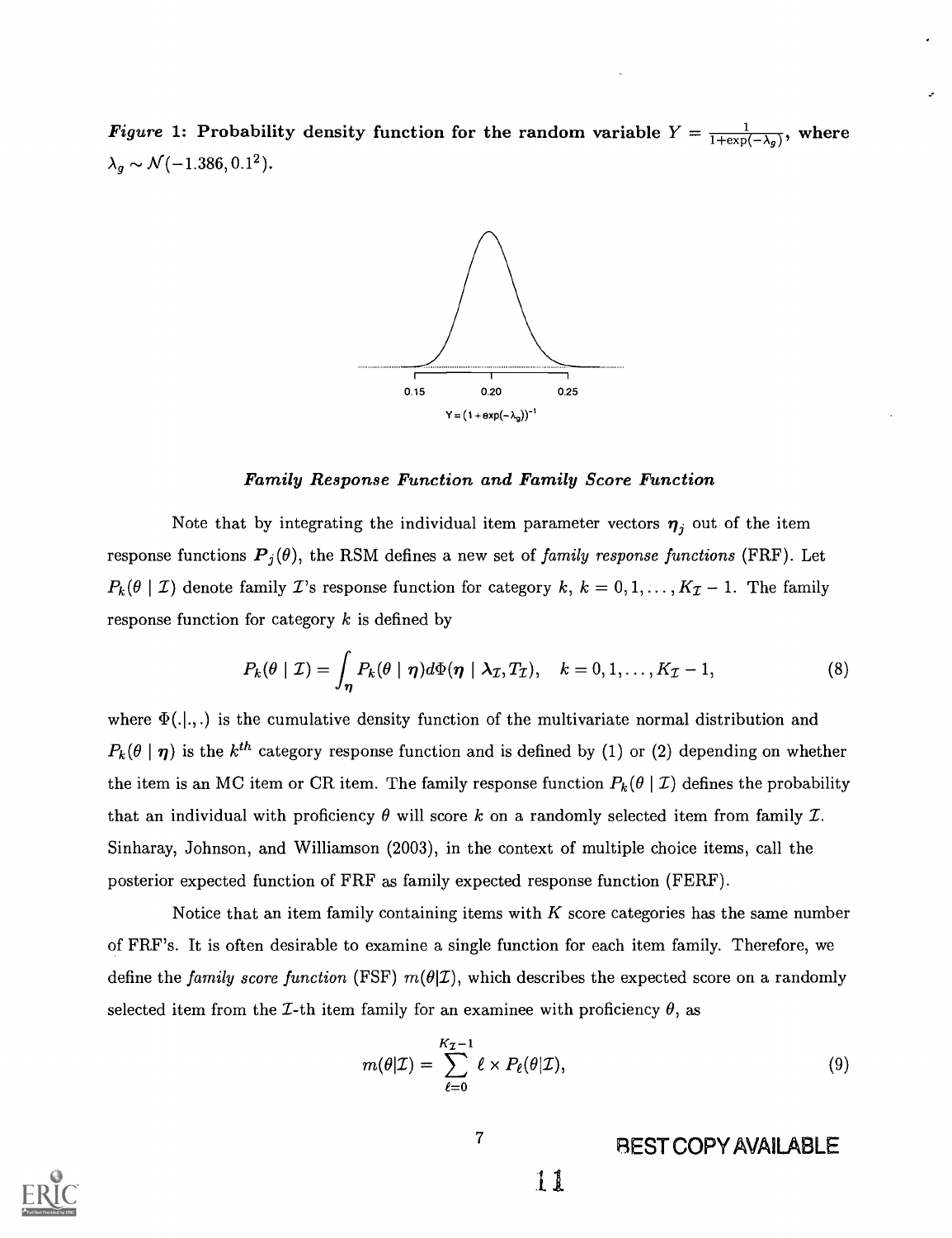*Figure* 1: **Probability density function for the random variable $Y = \frac{1}{1+\exp(-\lambda_g)}$, where $\lambda_g \sim \mathcal{N}(-1.386, 0.1^2)$.**

### *Family Response Function and Family Score Function*

Note that by integrating the individual item parameter vectors $\boldsymbol{\eta}_j$ out of the item response functions $\boldsymbol{P}_j(\theta)$, the RSM defines a new set of *family response functions* (FRF). Let $P_k(\theta \mid \mathcal{I})$ denote family $\mathcal{I}$'s response function for category $k$, $k = 0, 1, \ldots, K_{\mathcal{I}} - 1$. The family response function for category $k$ is defined by

$$P_k(\theta \mid \mathcal{I}) = \int_{\boldsymbol{\eta}} P_k(\theta \mid \boldsymbol{\eta}) d\Phi(\boldsymbol{\eta} \mid \boldsymbol{\lambda}_{\mathcal{I}}, T_{\mathcal{I}}), \quad k = 0, 1, \ldots, K_{\mathcal{I}} - 1, \tag{8}$$

where $\Phi(.|.,.)$ is the cumulative density function of the multivariate normal distribution and $P_k(\theta \mid \boldsymbol{\eta})$ is the $k^{th}$ category response function and is defined by (1) or (2) depending on whether the item is an MC item or CR item. The family response function $P_k(\theta \mid \mathcal{I})$ defines the probability that an individual with proficiency $\theta$ will score $k$ on a randomly selected item from family $\mathcal{I}$. Sinharay, Johnson, and Williamson (2003), in the context of multiple choice items, call the posterior expected function of FRF as family expected response function (FERF).

Notice that an item family containing items with $K$ score categories has the same number of FRF's. It is often desirable to examine a single function for each item family. Therefore, we define the *family score function* (FSF) $m(\theta|\mathcal{I})$, which describes the expected score on a randomly selected item from the $\mathcal{I}$-th item family for an examinee with proficiency $\theta$, as

$$m(\theta|\mathcal{I}) = \sum_{\ell=0}^{K_{\mathcal{I}}-1} \ell \times P_\ell(\theta|\mathcal{I}), \tag{9}$$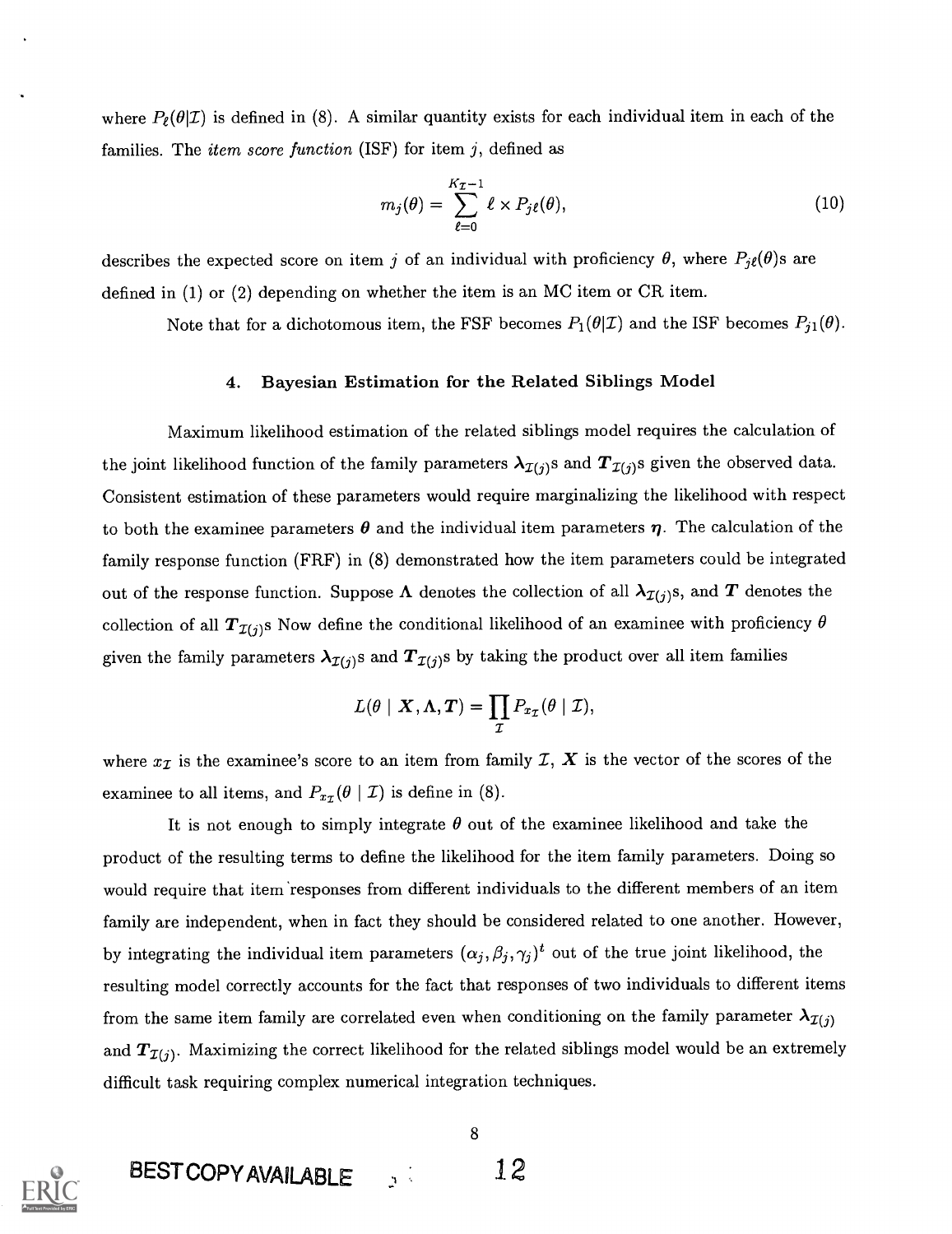where $P_\ell(\theta|\mathcal{I})$ is defined in (8). A similar quantity exists for each individual item in each of the families. The *item score function* (ISF) for item $j$, defined as

$$m_j(\theta) = \sum_{\ell=0}^{K_\mathcal{I}-1} \ell \times P_{j\ell}(\theta), \tag{10}$$

describes the expected score on item $j$ of an individual with proficiency $\theta$, where $P_{j\ell}(\theta)$s are defined in (1) or (2) depending on whether the item is an MC item or CR item.

Note that for a dichotomous item, the FSF becomes $P_1(\theta|\mathcal{I})$ and the ISF becomes $P_{j1}(\theta)$.

## 4. Bayesian Estimation for the Related Siblings Model

Maximum likelihood estimation of the related siblings model requires the calculation of the joint likelihood function of the family parameters $\boldsymbol{\lambda}_{\mathcal{I}(j)}$s and $\boldsymbol{T}_{\mathcal{I}(j)}$s given the observed data. Consistent estimation of these parameters would require marginalizing the likelihood with respect to both the examinee parameters $\boldsymbol{\theta}$ and the individual item parameters $\boldsymbol{\eta}$. The calculation of the family response function (FRF) in (8) demonstrated how the item parameters could be integrated out of the response function. Suppose $\boldsymbol{\Lambda}$ denotes the collection of all $\boldsymbol{\lambda}_{\mathcal{I}(j)}$s, and $\boldsymbol{T}$ denotes the collection of all $\boldsymbol{T}_{\mathcal{I}(j)}$s Now define the conditional likelihood of an examinee with proficiency $\theta$ given the family parameters $\boldsymbol{\lambda}_{\mathcal{I}(j)}$s and $\boldsymbol{T}_{\mathcal{I}(j)}$s by taking the product over all item families

$$L(\theta \mid \boldsymbol{X}, \boldsymbol{\Lambda}, \boldsymbol{T}) = \prod_{\mathcal{I}} P_{x_\mathcal{I}}(\theta \mid \mathcal{I}),$$

where $x_\mathcal{I}$ is the examinee's score to an item from family $\mathcal{I}$, $\boldsymbol{X}$ is the vector of the scores of the examinee to all items, and $P_{x_\mathcal{I}}(\theta \mid \mathcal{I})$ is define in (8).

It is not enough to simply integrate $\theta$ out of the examinee likelihood and take the product of the resulting terms to define the likelihood for the item family parameters. Doing so would require that item responses from different individuals to the different members of an item family are independent, when in fact they should be considered related to one another. However, by integrating the individual item parameters $(\alpha_j, \beta_j, \gamma_j)^t$ out of the true joint likelihood, the resulting model correctly accounts for the fact that responses of two individuals to different items from the same item family are correlated even when conditioning on the family parameter $\boldsymbol{\lambda}_{\mathcal{I}(j)}$ and $\boldsymbol{T}_{\mathcal{I}(j)}$. Maximizing the correct likelihood for the related siblings model would be an extremely difficult task requiring complex numerical integration techniques.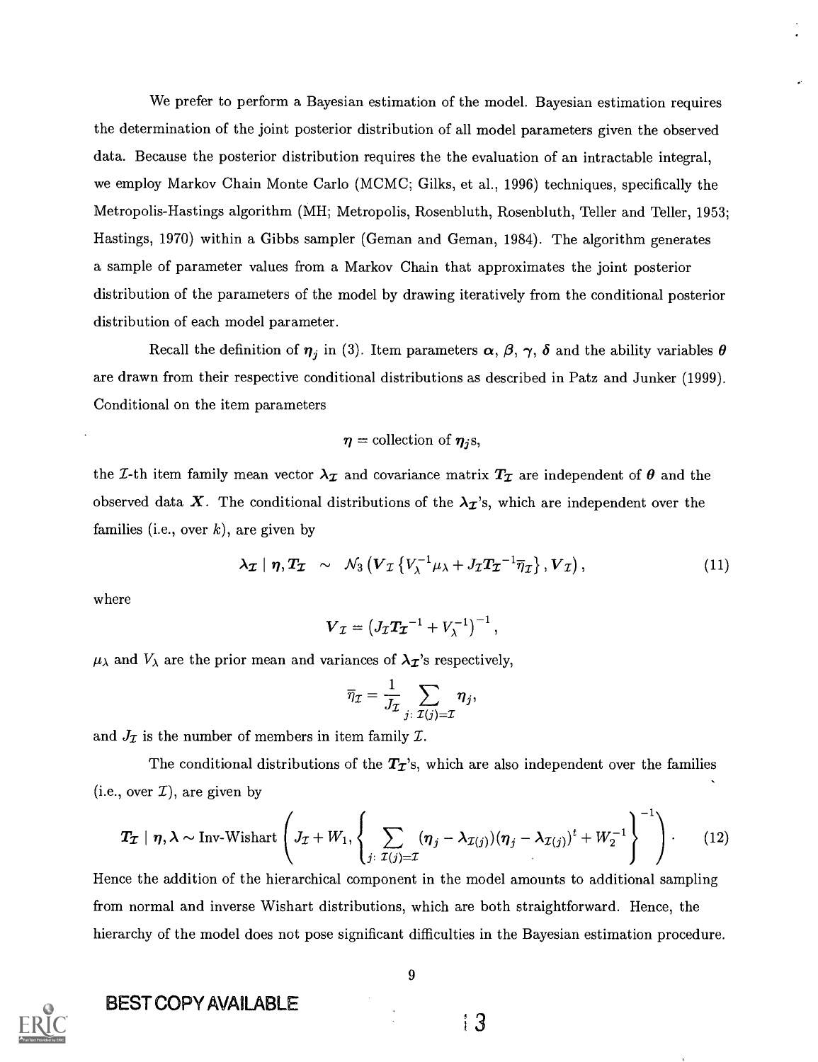We prefer to perform a Bayesian estimation of the model. Bayesian estimation requires the determination of the joint posterior distribution of all model parameters given the observed data. Because the posterior distribution requires the the evaluation of an intractable integral, we employ Markov Chain Monte Carlo (MCMC; Gilks, et al., 1996) techniques, specifically the Metropolis-Hastings algorithm (MH; Metropolis, Rosenbluth, Rosenbluth, Teller and Teller, 1953; Hastings, 1970) within a Gibbs sampler (Geman and Geman, 1984). The algorithm generates a sample of parameter values from a Markov Chain that approximates the joint posterior distribution of the parameters of the model by drawing iteratively from the conditional posterior distribution of each model parameter.

Recall the definition of $\boldsymbol{\eta}_j$ in (3). Item parameters $\boldsymbol{\alpha}$, $\boldsymbol{\beta}$, $\boldsymbol{\gamma}$, $\boldsymbol{\delta}$ and the ability variables $\boldsymbol{\theta}$ are drawn from their respective conditional distributions as described in Patz and Junker (1999). Conditional on the item parameters

$$\boldsymbol{\eta} = \text{collection of } \boldsymbol{\eta}_j\text{s},$$

the $\mathcal{I}$-th item family mean vector $\boldsymbol{\lambda}_{\mathcal{I}}$ and covariance matrix $\boldsymbol{T}_{\mathcal{I}}$ are independent of $\boldsymbol{\theta}$ and the observed data $\boldsymbol{X}$. The conditional distributions of the $\boldsymbol{\lambda}_{\mathcal{I}}$'s, which are independent over the families (i.e., over $k$), are given by

$$\boldsymbol{\lambda}_{\mathcal{I}} \mid \boldsymbol{\eta}, \boldsymbol{T}_{\mathcal{I}} \sim \mathcal{N}_3 \left( \boldsymbol{V}_{\mathcal{I}} \left\{ V_\lambda^{-1} \mu_\lambda + J_{\mathcal{I}} \boldsymbol{T}_{\mathcal{I}}^{-1} \overline{\eta}_{\mathcal{I}} \right\}, \boldsymbol{V}_{\mathcal{I}} \right), \tag{11}$$

where

$$\boldsymbol{V}_{\mathcal{I}} = \left( J_{\mathcal{I}} \boldsymbol{T}_{\mathcal{I}}^{-1} + V_\lambda^{-1} \right)^{-1},$$

$\mu_\lambda$ and $V_\lambda$ are the prior mean and variances of $\boldsymbol{\lambda}_{\mathcal{I}}$'s respectively,

$$\overline{\eta}_{\mathcal{I}} = \frac{1}{J_{\mathcal{I}}} \sum_{j:\, \mathcal{I}(j) = \mathcal{I}} \boldsymbol{\eta}_j,$$

and $J_{\mathcal{I}}$ is the number of members in item family $\mathcal{I}$.

The conditional distributions of the $\boldsymbol{T}_{\mathcal{I}}$'s, which are also independent over the families (i.e., over $\mathcal{I}$), are given by

$$\boldsymbol{T}_{\mathcal{I}} \mid \boldsymbol{\eta}, \boldsymbol{\lambda} \sim \text{Inv-Wishart} \left( J_{\mathcal{I}} + W_1, \left\{ \sum_{j:\, \mathcal{I}(j) = \mathcal{I}} (\boldsymbol{\eta}_j - \boldsymbol{\lambda}_{\mathcal{I}(j)})(\boldsymbol{\eta}_j - \boldsymbol{\lambda}_{\mathcal{I}(j)})^t + W_2^{-1} \right\}^{-1} \right). \tag{12}$$

Hence the addition of the hierarchical component in the model amounts to additional sampling from normal and inverse Wishart distributions, which are both straightforward. Hence, the hierarchy of the model does not pose significant difficulties in the Bayesian estimation procedure.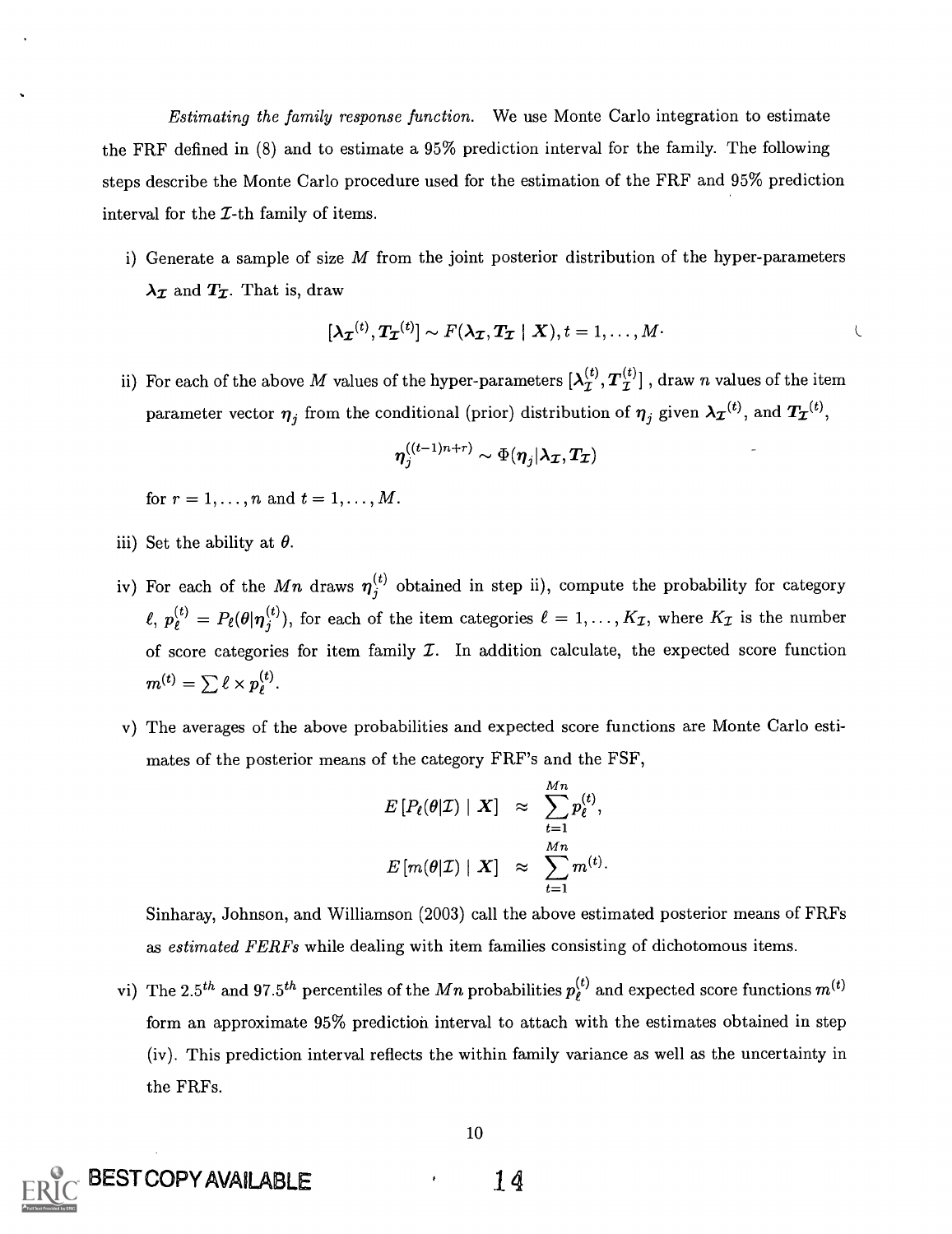*Estimating the family response function.* We use Monte Carlo integration to estimate the FRF defined in (8) and to estimate a 95% prediction interval for the family. The following steps describe the Monte Carlo procedure used for the estimation of the FRF and 95% prediction interval for the $\mathcal{I}$-th family of items.

i) Generate a sample of size $M$ from the joint posterior distribution of the hyper-parameters $\boldsymbol{\lambda}_{\mathcal{I}}$ and $\boldsymbol{T}_{\mathcal{I}}$. That is, draw

$$[\boldsymbol{\lambda}_{\mathcal{I}}{}^{(t)}, \boldsymbol{T}_{\mathcal{I}}{}^{(t)}] \sim F(\boldsymbol{\lambda}_{\mathcal{I}}, \boldsymbol{T}_{\mathcal{I}} \mid \boldsymbol{X}), t = 1, \ldots, M.$$

ii) For each of the above $M$ values of the hyper-parameters $[\boldsymbol{\lambda}_{\mathcal{I}}^{(t)}, \boldsymbol{T}_{\mathcal{I}}^{(t)}]$ , draw $n$ values of the item parameter vector $\boldsymbol{\eta}_j$ from the conditional (prior) distribution of $\boldsymbol{\eta}_j$ given $\boldsymbol{\lambda}_{\mathcal{I}}{}^{(t)}$, and $\boldsymbol{T}_{\mathcal{I}}{}^{(t)}$,

$$\boldsymbol{\eta}_j^{((t-1)n+r)} \sim \Phi(\boldsymbol{\eta}_j | \boldsymbol{\lambda}_{\mathcal{I}}, \boldsymbol{T}_{\mathcal{I}})$$

for $r = 1, \ldots, n$ and $t = 1, \ldots, M$.

iii) Set the ability at $\theta$.

iv) For each of the $Mn$ draws $\boldsymbol{\eta}_j^{(t)}$ obtained in step ii), compute the probability for category $\ell$, $p_\ell^{(t)} = P_\ell(\theta | \boldsymbol{\eta}_j^{(t)})$, for each of the item categories $\ell = 1, \ldots, K_{\mathcal{I}}$, where $K_{\mathcal{I}}$ is the number of score categories for item family $\mathcal{I}$. In addition calculate, the expected score function $m^{(t)} = \sum \ell \times p_\ell^{(t)}$.

v) The averages of the above probabilities and expected score functions are Monte Carlo estimates of the posterior means of the category FRF's and the FSF,

$$\begin{aligned} E\left[P_\ell(\theta|\mathcal{I}) \mid \boldsymbol{X}\right] &\approx \sum_{t=1}^{Mn} p_\ell^{(t)}, \\ E\left[m(\theta|\mathcal{I}) \mid \boldsymbol{X}\right] &\approx \sum_{t=1}^{Mn} m^{(t)}. \end{aligned}$$

Sinharay, Johnson, and Williamson (2003) call the above estimated posterior means of FRFs as *estimated FERFs* while dealing with item families consisting of dichotomous items.

vi) The $2.5^{th}$ and $97.5^{th}$ percentiles of the $Mn$ probabilities $p_\ell^{(t)}$ and expected score functions $m^{(t)}$ form an approximate 95% prediction interval to attach with the estimates obtained in step (iv). This prediction interval reflects the within family variance as well as the uncertainty in the FRFs.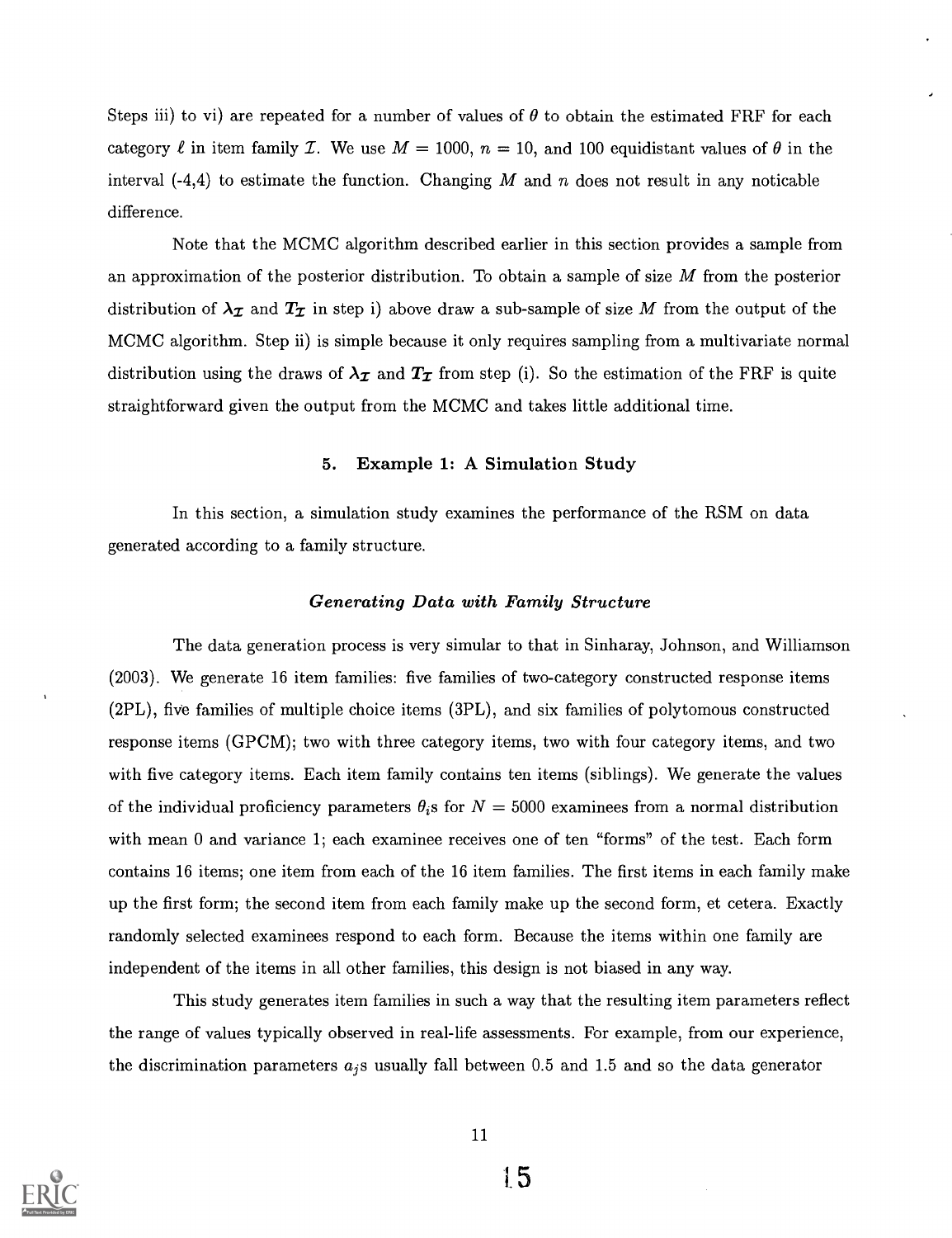Steps iii) to vi) are repeated for a number of values of $\theta$ to obtain the estimated FRF for each category $\ell$ in item family $\mathcal{I}$. We use $M = 1000$, $n = 10$, and 100 equidistant values of $\theta$ in the interval (-4,4) to estimate the function. Changing $M$ and $n$ does not result in any noticable difference.

Note that the MCMC algorithm described earlier in this section provides a sample from an approximation of the posterior distribution. To obtain a sample of size $M$ from the posterior distribution of $\boldsymbol{\lambda_{\mathcal{I}}}$ and $\boldsymbol{T_{\mathcal{I}}}$ in step i) above draw a sub-sample of size $M$ from the output of the MCMC algorithm. Step ii) is simple because it only requires sampling from a multivariate normal distribution using the draws of $\boldsymbol{\lambda_{\mathcal{I}}}$ and $\boldsymbol{T_{\mathcal{I}}}$ from step (i). So the estimation of the FRF is quite straightforward given the output from the MCMC and takes little additional time.

## 5. Example 1: A Simulation Study

In this section, a simulation study examines the performance of the RSM on data generated according to a family structure.

### *Generating Data with Family Structure*

The data generation process is very simular to that in Sinharay, Johnson, and Williamson (2003). We generate 16 item families: five families of two-category constructed response items (2PL), five families of multiple choice items (3PL), and six families of polytomous constructed response items (GPCM); two with three category items, two with four category items, and two with five category items. Each item family contains ten items (siblings). We generate the values of the individual proficiency parameters $\theta_i$s for $N = 5000$ examinees from a normal distribution with mean 0 and variance 1; each examinee receives one of ten "forms" of the test. Each form contains 16 items; one item from each of the 16 item families. The first items in each family make up the first form; the second item from each family make up the second form, et cetera. Exactly randomly selected examinees respond to each form. Because the items within one family are independent of the items in all other families, this design is not biased in any way.

This study generates item families in such a way that the resulting item parameters reflect the range of values typically observed in real-life assessments. For example, from our experience, the discrimination parameters $a_j$s usually fall between 0.5 and 1.5 and so the data generator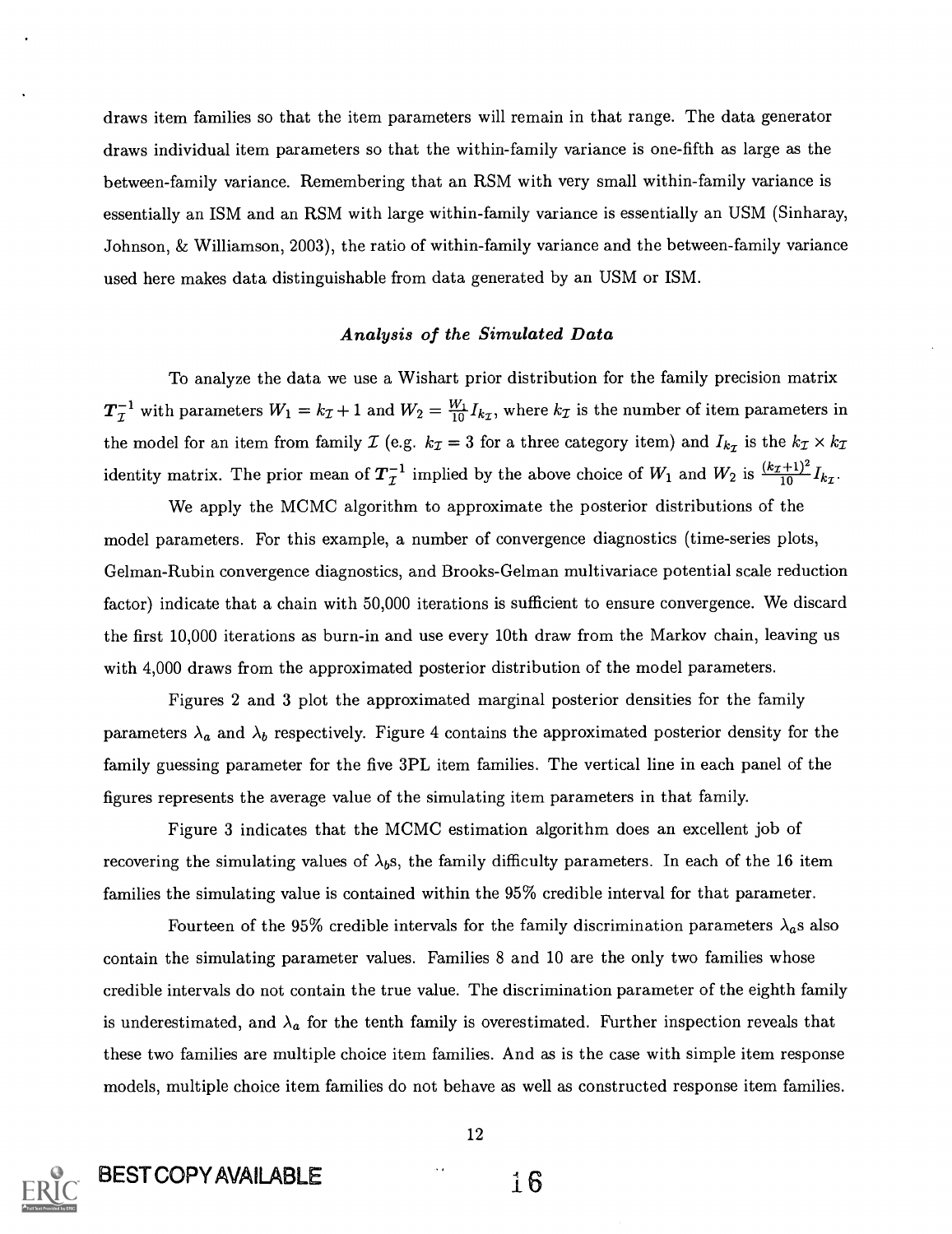draws item families so that the item parameters will remain in that range. The data generator draws individual item parameters so that the within-family variance is one-fifth as large as the between-family variance. Remembering that an RSM with very small within-family variance is essentially an ISM and an RSM with large within-family variance is essentially an USM (Sinharay, Johnson, & Williamson, 2003), the ratio of within-family variance and the between-family variance used here makes data distinguishable from data generated by an USM or ISM.

### *Analysis of the Simulated Data*

To analyze the data we use a Wishart prior distribution for the family precision matrix $\boldsymbol{T}_{\mathcal{I}}^{-1}$ with parameters $W_1 = k_{\mathcal{I}} + 1$ and $W_2 = \frac{W_1}{10} I_{k_{\mathcal{I}}}$, where $k_{\mathcal{I}}$ is the number of item parameters in the model for an item from family $\mathcal{I}$ (e.g. $k_{\mathcal{I}} = 3$ for a three category item) and $I_{k_{\mathcal{I}}}$ is the $k_{\mathcal{I}} \times k_{\mathcal{I}}$ identity matrix. The prior mean of $\boldsymbol{T}_{\mathcal{I}}^{-1}$ implied by the above choice of $W_1$ and $W_2$ is $\frac{(k_{\mathcal{I}}+1)^2}{10} I_{k_{\mathcal{I}}}$.

We apply the MCMC algorithm to approximate the posterior distributions of the model parameters. For this example, a number of convergence diagnostics (time-series plots, Gelman-Rubin convergence diagnostics, and Brooks-Gelman multivariace potential scale reduction factor) indicate that a chain with 50,000 iterations is sufficient to ensure convergence. We discard the first 10,000 iterations as burn-in and use every 10th draw from the Markov chain, leaving us with 4,000 draws from the approximated posterior distribution of the model parameters.

Figures 2 and 3 plot the approximated marginal posterior densities for the family parameters $\lambda_a$ and $\lambda_b$ respectively. Figure 4 contains the approximated posterior density for the family guessing parameter for the five 3PL item families. The vertical line in each panel of the figures represents the average value of the simulating item parameters in that family.

Figure 3 indicates that the MCMC estimation algorithm does an excellent job of recovering the simulating values of $\lambda_b$s, the family difficulty parameters. In each of the 16 item families the simulating value is contained within the 95% credible interval for that parameter.

Fourteen of the 95% credible intervals for the family discrimination parameters $\lambda_a$s also contain the simulating parameter values. Families 8 and 10 are the only two families whose credible intervals do not contain the true value. The discrimination parameter of the eighth family is underestimated, and $\lambda_a$ for the tenth family is overestimated. Further inspection reveals that these two families are multiple choice item families. And as is the case with simple item response models, multiple choice item families do not behave as well as constructed response item families.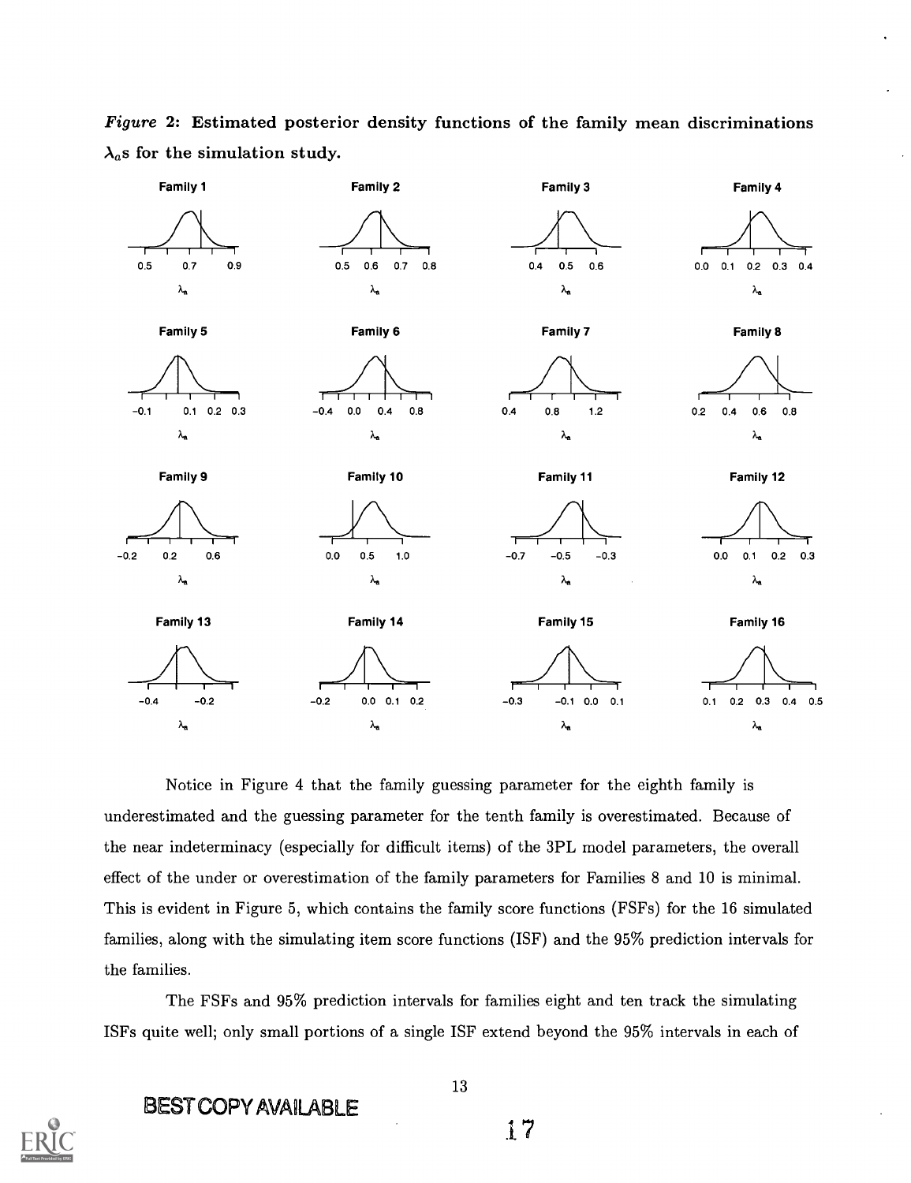*Figure* **2: Estimated posterior density functions of the family mean discriminations $\lambda_a$s for the simulation study.**

Notice in Figure 4 that the family guessing parameter for the eighth family is underestimated and the guessing parameter for the tenth family is overestimated. Because of the near indeterminacy (especially for difficult items) of the 3PL model parameters, the overall effect of the under or overestimation of the family parameters for Families 8 and 10 is minimal. This is evident in Figure 5, which contains the family score functions (FSFs) for the 16 simulated families, along with the simulating item score functions (ISF) and the 95% prediction intervals for the families.

The FSFs and 95% prediction intervals for families eight and ten track the simulating ISFs quite well; only small portions of a single ISF extend beyond the 95% intervals in each of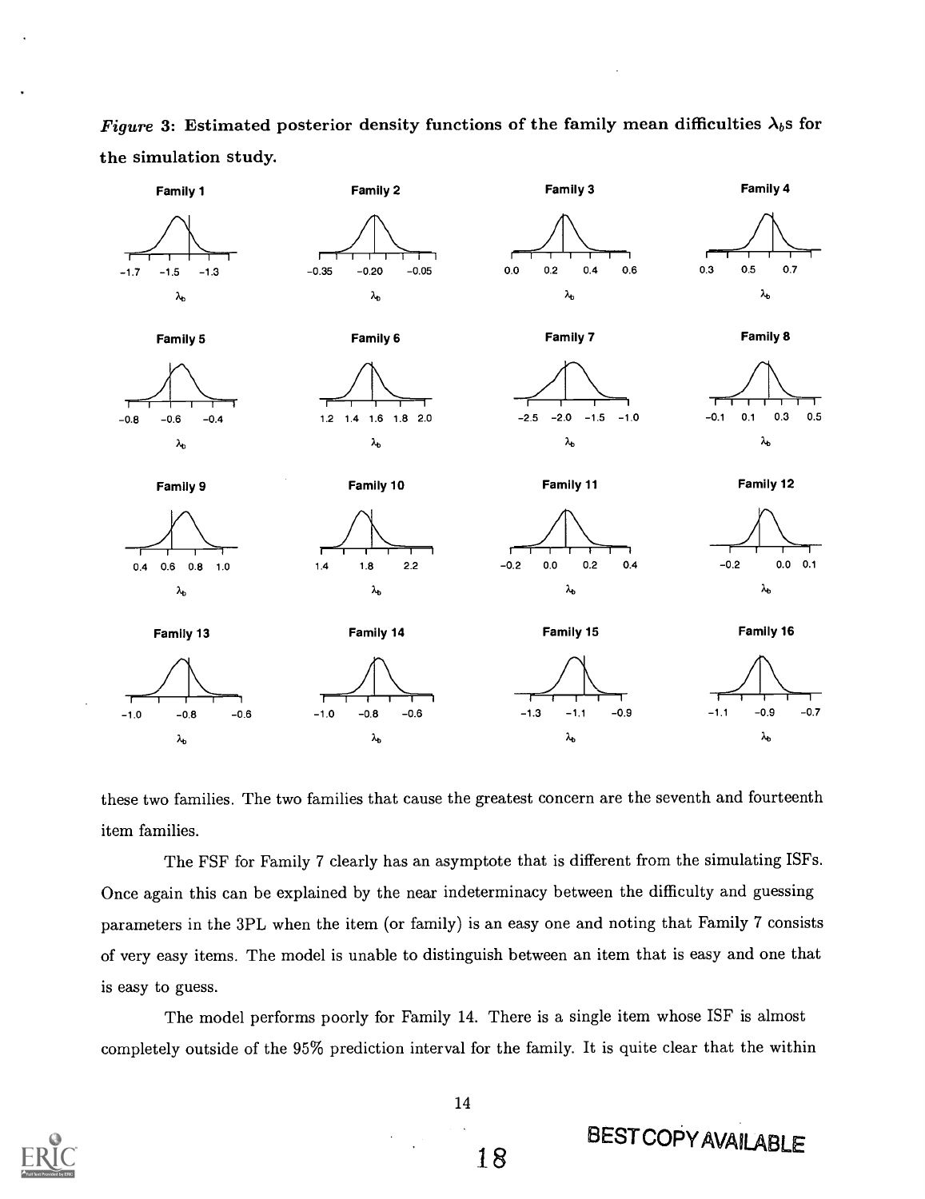*Figure* 3: **Estimated posterior density functions of the family mean difficulties $\lambda_b$s for the simulation study.**

these two families. The two families that cause the greatest concern are the seventh and fourteenth item families.

The FSF for Family 7 clearly has an asymptote that is different from the simulating ISFs. Once again this can be explained by the near indeterminacy between the difficulty and guessing parameters in the 3PL when the item (or family) is an easy one and noting that Family 7 consists of very easy items. The model is unable to distinguish between an item that is easy and one that is easy to guess.

The model performs poorly for Family 14. There is a single item whose ISF is almost completely outside of the 95% prediction interval for the family. It is quite clear that the within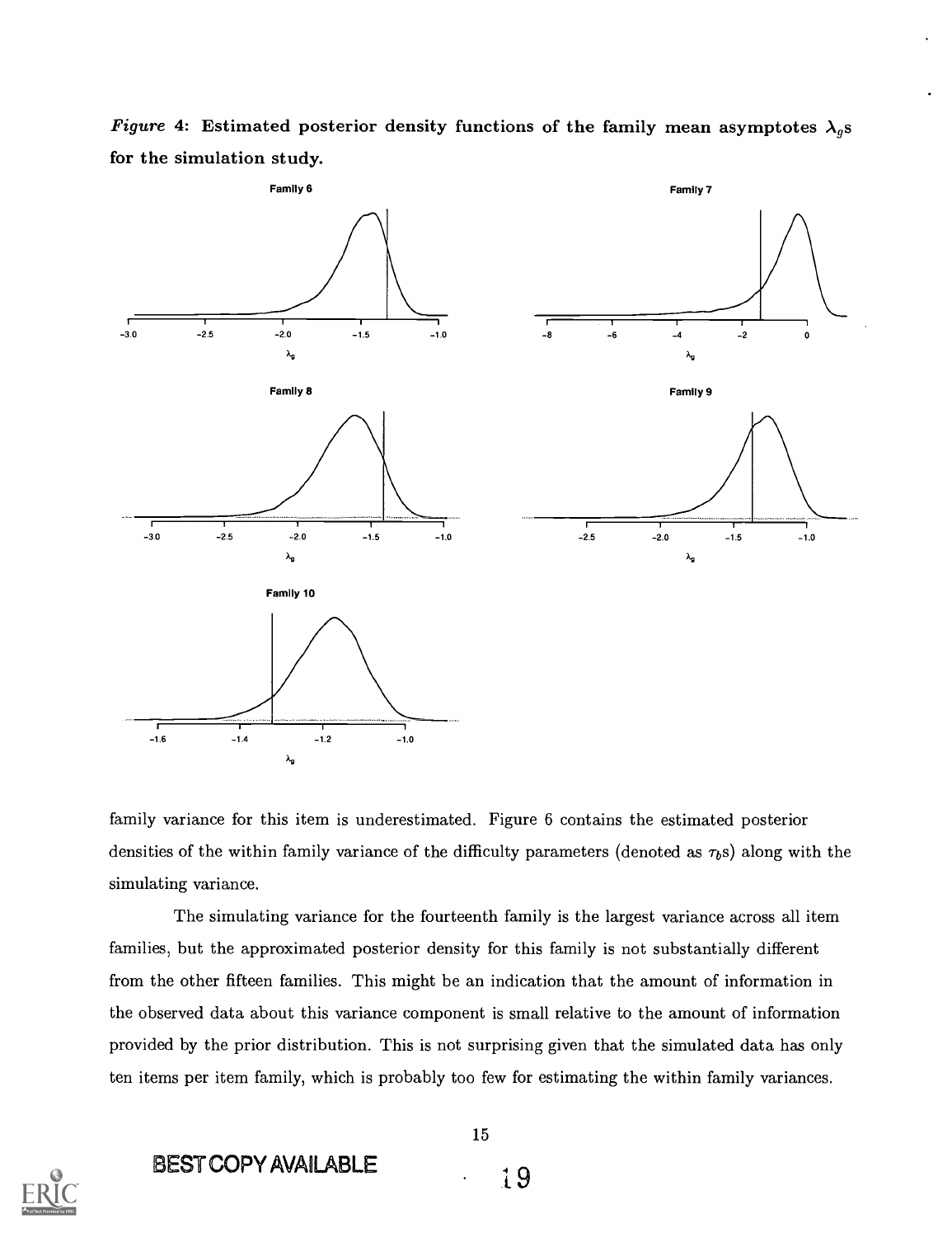*Figure* 4: **Estimated posterior density functions of the family mean asymptotes $\lambda_g$s for the simulation study.**

family variance for this item is underestimated. Figure 6 contains the estimated posterior densities of the within family variance of the difficulty parameters (denoted as $\tau_b$s) along with the simulating variance.

The simulating variance for the fourteenth family is the largest variance across all item families, but the approximated posterior density for this family is not substantially different from the other fifteen families. This might be an indication that the amount of information in the observed data about this variance component is small relative to the amount of information provided by the prior distribution. This is not surprising given that the simulated data has only ten items per item family, which is probably too few for estimating the within family variances.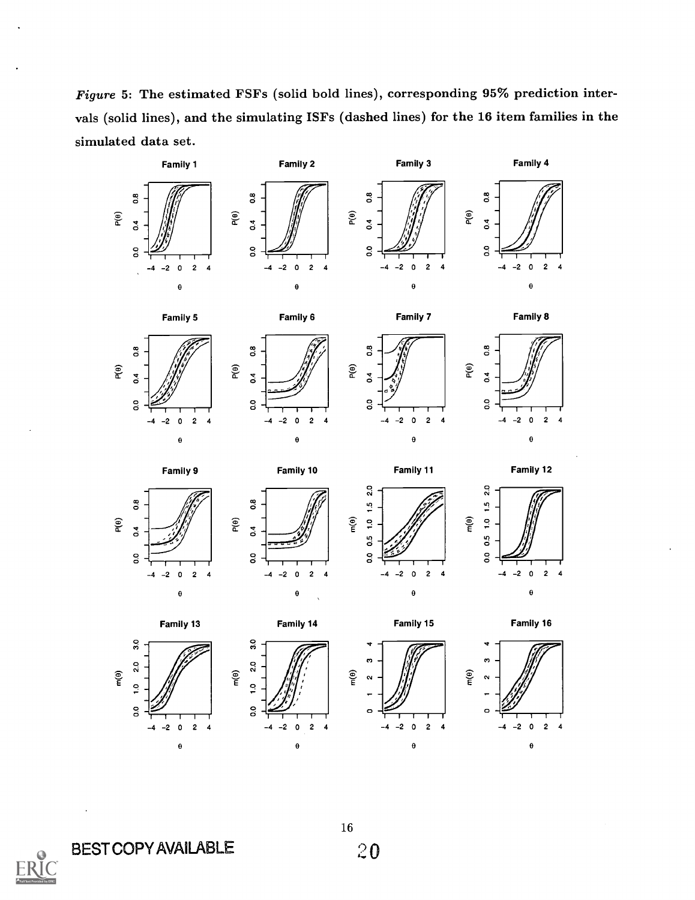*Figure* 5: **The estimated FSFs (solid bold lines), corresponding 95% prediction intervals (solid lines), and the simulating ISFs (dashed lines) for the 16 item families in the simulated data set.**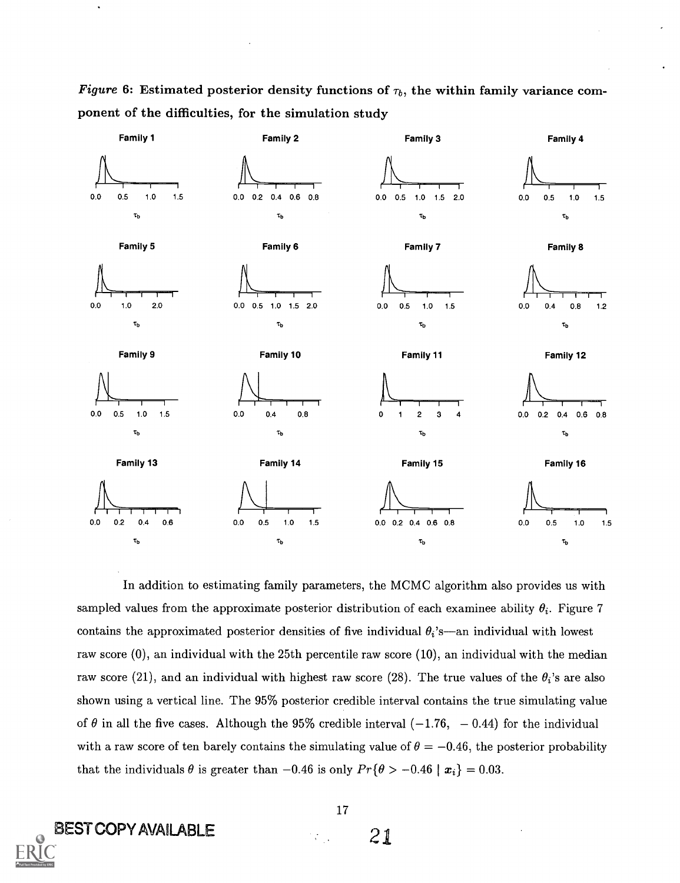*Figure* **6: Estimated posterior density functions of $\tau_b$, the within family variance component of the difficulties, for the simulation study**

In addition to estimating family parameters, the MCMC algorithm also provides us with sampled values from the approximate posterior distribution of each examinee ability $\theta_i$. Figure 7 contains the approximated posterior densities of five individual $\theta_i$'s—an individual with lowest raw score (0), an individual with the 25th percentile raw score (10), an individual with the median raw score (21), and an individual with highest raw score (28). The true values of the $\theta_i$'s are also shown using a vertical line. The 95% posterior credible interval contains the true simulating value of $\theta$ in all the five cases. Although the 95% credible interval $(-1.76, \ -0.44)$ for the individual with a raw score of ten barely contains the simulating value of $\theta = -0.46$, the posterior probability that the individuals $\theta$ is greater than $-0.46$ is only $Pr\{\theta > -0.46 \mid \boldsymbol{x}_i\} = 0.03$.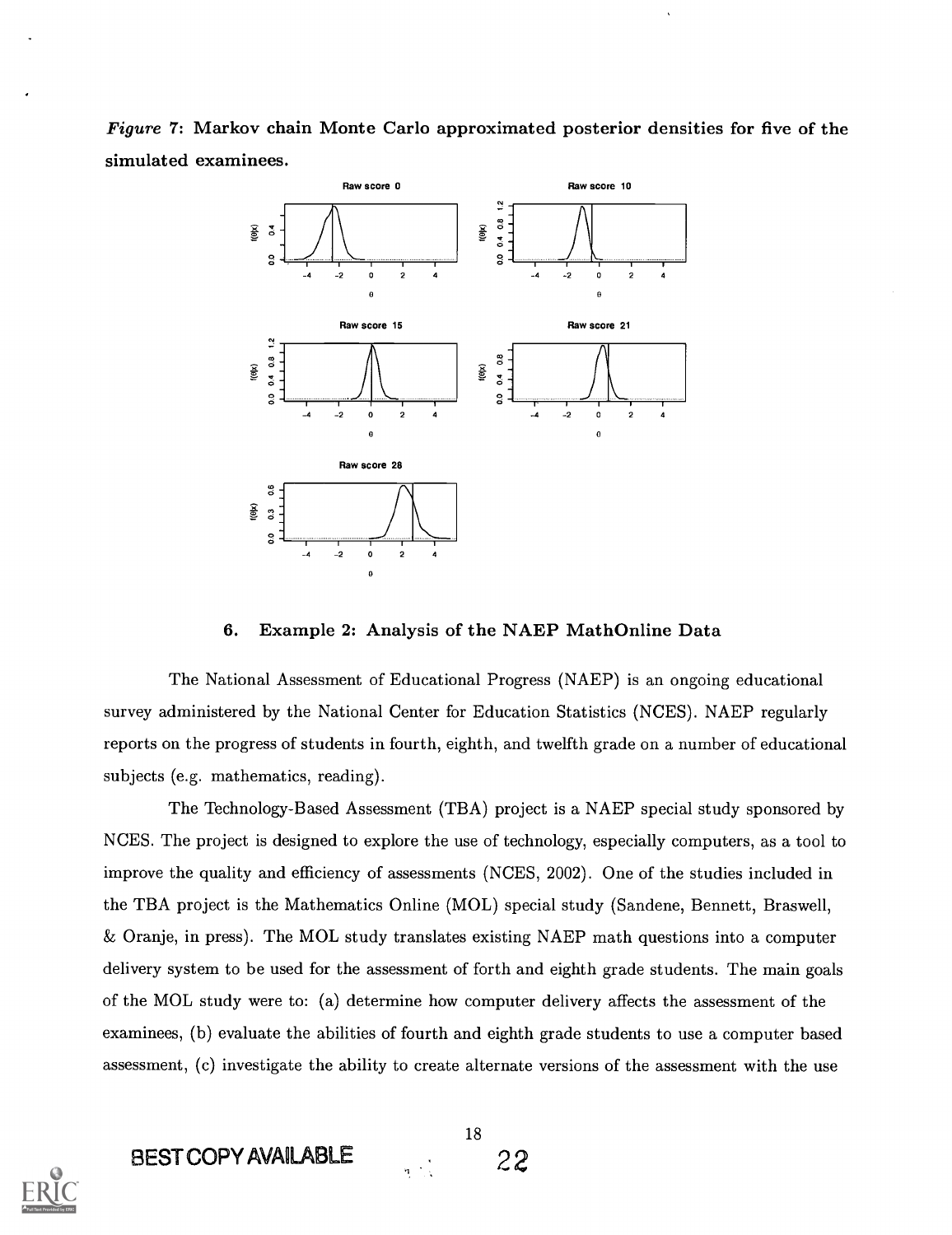*Figure 7*: **Markov chain Monte Carlo approximated posterior densities for five of the simulated examinees.**

## 6. Example 2: Analysis of the NAEP MathOnline Data

The National Assessment of Educational Progress (NAEP) is an ongoing educational survey administered by the National Center for Education Statistics (NCES). NAEP regularly reports on the progress of students in fourth, eighth, and twelfth grade on a number of educational subjects (e.g. mathematics, reading).

The Technology-Based Assessment (TBA) project is a NAEP special study sponsored by NCES. The project is designed to explore the use of technology, especially computers, as a tool to improve the quality and efficiency of assessments (NCES, 2002). One of the studies included in the TBA project is the Mathematics Online (MOL) special study (Sandene, Bennett, Braswell, & Oranje, in press). The MOL study translates existing NAEP math questions into a computer delivery system to be used for the assessment of forth and eighth grade students. The main goals of the MOL study were to: (a) determine how computer delivery affects the assessment of the examinees, (b) evaluate the abilities of fourth and eighth grade students to use a computer based assessment, (c) investigate the ability to create alternate versions of the assessment with the use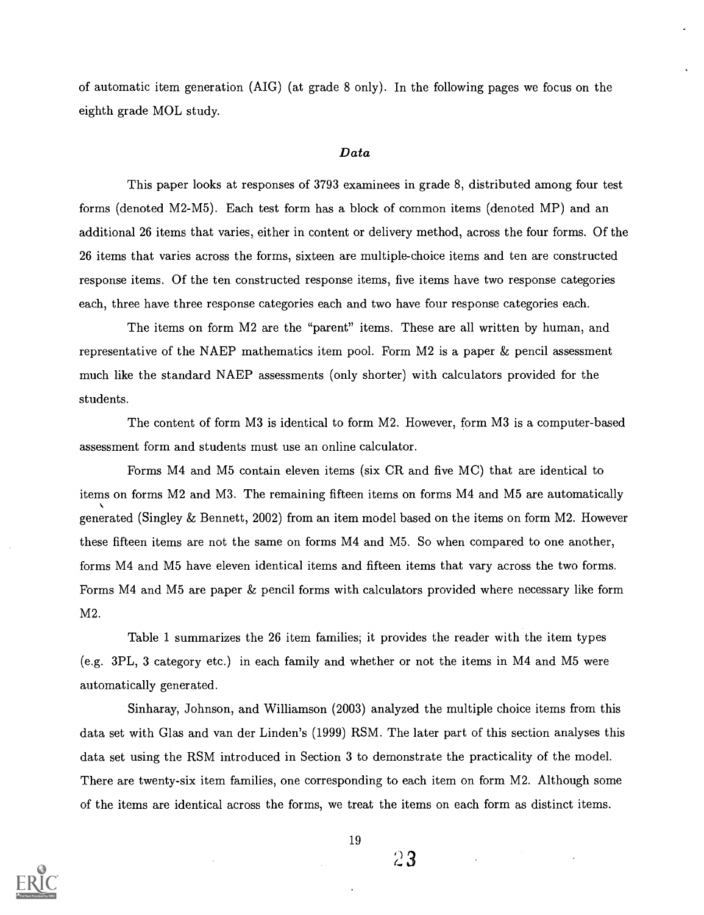of automatic item generation (AIG) (at grade 8 only). In the following pages we focus on the eighth grade MOL study.

### *Data*

This paper looks at responses of 3793 examinees in grade 8, distributed among four test forms (denoted M2-M5). Each test form has a block of common items (denoted MP) and an additional 26 items that varies, either in content or delivery method, across the four forms. Of the 26 items that varies across the forms, sixteen are multiple-choice items and ten are constructed response items. Of the ten constructed response items, five items have two response categories each, three have three response categories each and two have four response categories each.

The items on form M2 are the "parent" items. These are all written by human, and representative of the NAEP mathematics item pool. Form M2 is a paper & pencil assessment much like the standard NAEP assessments (only shorter) with calculators provided for the students.

The content of form M3 is identical to form M2. However, form M3 is a computer-based assessment form and students must use an online calculator.

Forms M4 and M5 contain eleven items (six CR and five MC) that are identical to items on forms M2 and M3. The remaining fifteen items on forms M4 and M5 are automatically generated (Singley & Bennett, 2002) from an item model based on the items on form M2. However these fifteen items are not the same on forms M4 and M5. So when compared to one another, forms M4 and M5 have eleven identical items and fifteen items that vary across the two forms. Forms M4 and M5 are paper & pencil forms with calculators provided where necessary like form M2.

Table 1 summarizes the 26 item families; it provides the reader with the item types (e.g. 3PL, 3 category etc.) in each family and whether or not the items in M4 and M5 were automatically generated.

Sinharay, Johnson, and Williamson (2003) analyzed the multiple choice items from this data set with Glas and van der Linden's (1999) RSM. The later part of this section analyses this data set using the RSM introduced in Section 3 to demonstrate the practicality of the model. There are twenty-six item families, one corresponding to each item on form M2. Although some of the items are identical across the forms, we treat the items on each form as distinct items.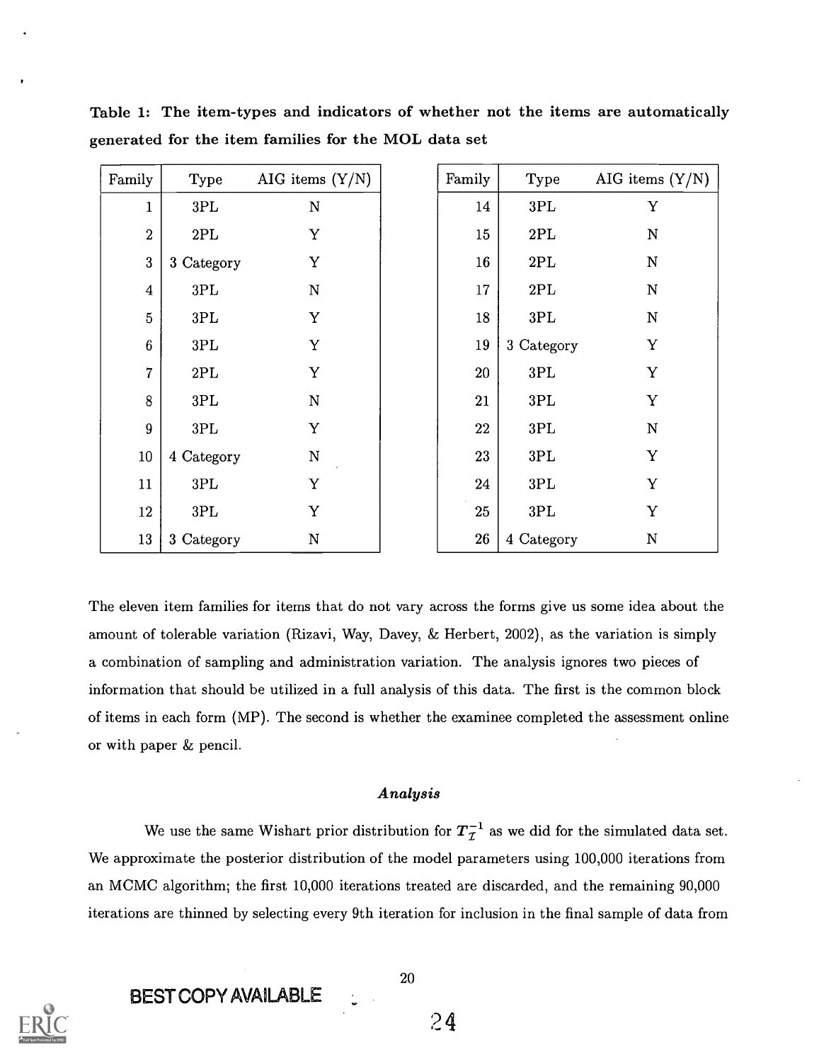**Table 1: The item-types and indicators of whether not the items are automatically generated for the item families for the MOL data set**

| Family | Type | AIG items (Y/N) | Family | Type | AIG items (Y/N) |
|---|---|---|---|---|---|
| 1 | 3PL | N | 14 | 3PL | Y |
| 2 | 2PL | Y | 15 | 2PL | N |
| 3 | 3 Category | Y | 16 | 2PL | N |
| 4 | 3PL | N | 17 | 2PL | N |
| 5 | 3PL | Y | 18 | 3PL | N |
| 6 | 3PL | Y | 19 | 3 Category | Y |
| 7 | 2PL | Y | 20 | 3PL | Y |
| 8 | 3PL | N | 21 | 3PL | Y |
| 9 | 3PL | Y | 22 | 3PL | N |
| 10 | 4 Category | N | 23 | 3PL | Y |
| 11 | 3PL | Y | 24 | 3PL | Y |
| 12 | 3PL | Y | 25 | 3PL | Y |
| 13 | 3 Category | N | 26 | 4 Category | N |

The eleven item families for items that do not vary across the forms give us some idea about the amount of tolerable variation (Rizavi, Way, Davey, & Herbert, 2002), as the variation is simply a combination of sampling and administration variation. The analysis ignores two pieces of information that should be utilized in a full analysis of this data. The first is the common block of items in each form (MP). The second is whether the examinee completed the assessment online or with paper & pencil.

### *Analysis*

We use the same Wishart prior distribution for $\boldsymbol{T}_{\mathcal{I}}^{-1}$ as we did for the simulated data set. We approximate the posterior distribution of the model parameters using 100,000 iterations from an MCMC algorithm; the first 10,000 iterations treated are discarded, and the remaining 90,000 iterations are thinned by selecting every 9th iteration for inclusion in the final sample of data from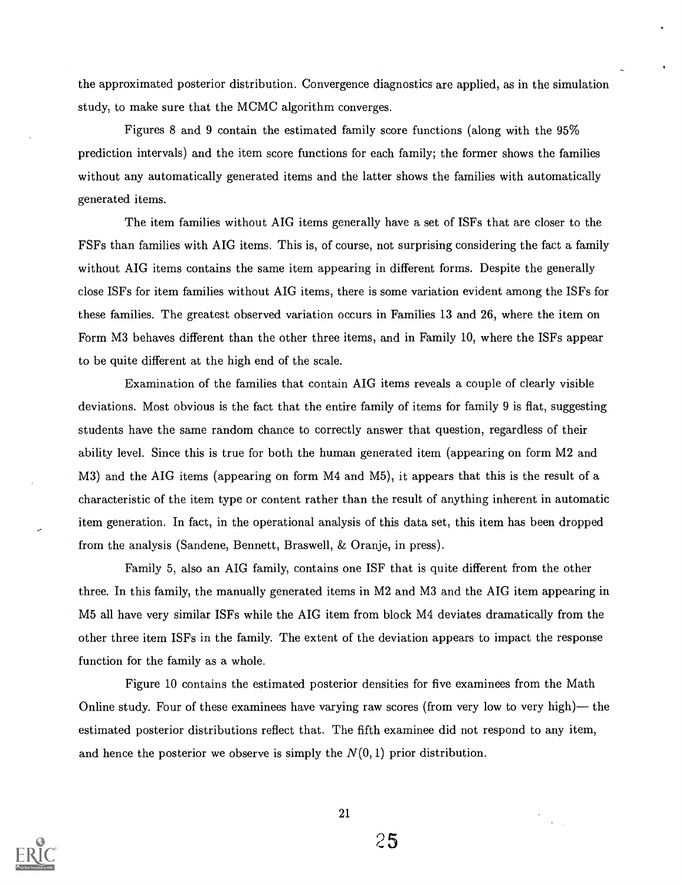the approximated posterior distribution. Convergence diagnostics are applied, as in the simulation study, to make sure that the MCMC algorithm converges.

Figures 8 and 9 contain the estimated family score functions (along with the 95% prediction intervals) and the item score functions for each family; the former shows the families without any automatically generated items and the latter shows the families with automatically generated items.

The item families without AIG items generally have a set of ISFs that are closer to the FSFs than families with AIG items. This is, of course, not surprising considering the fact a family without AIG items contains the same item appearing in different forms. Despite the generally close ISFs for item families without AIG items, there is some variation evident among the ISFs for these families. The greatest observed variation occurs in Families 13 and 26, where the item on Form M3 behaves different than the other three items, and in Family 10, where the ISFs appear to be quite different at the high end of the scale.

Examination of the families that contain AIG items reveals a couple of clearly visible deviations. Most obvious is the fact that the entire family of items for family 9 is flat, suggesting students have the same random chance to correctly answer that question, regardless of their ability level. Since this is true for both the human generated item (appearing on form M2 and M3) and the AIG items (appearing on form M4 and M5), it appears that this is the result of a characteristic of the item type or content rather than the result of anything inherent in automatic item generation. In fact, in the operational analysis of this data set, this item has been dropped from the analysis (Sandene, Bennett, Braswell, & Oranje, in press).

Family 5, also an AIG family, contains one ISF that is quite different from the other three. In this family, the manually generated items in M2 and M3 and the AIG item appearing in M5 all have very similar ISFs while the AIG item from block M4 deviates dramatically from the other three item ISFs in the family. The extent of the deviation appears to impact the response function for the family as a whole.

Figure 10 contains the estimated posterior densities for five examinees from the Math Online study. Four of these examinees have varying raw scores (from very low to very high)— the estimated posterior distributions reflect that. The fifth examinee did not respond to any item, and hence the posterior we observe is simply the $N(0, 1)$ prior distribution.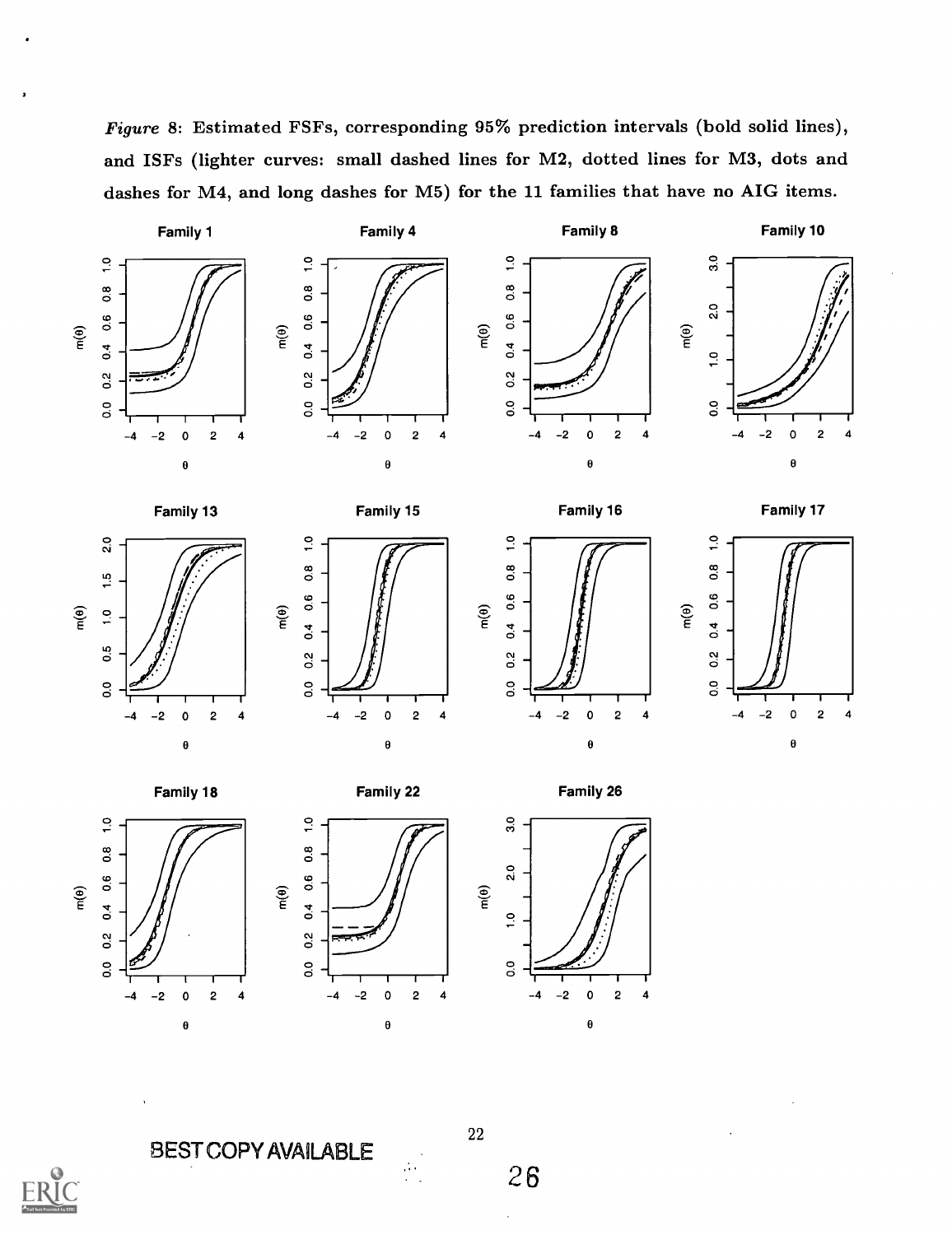*Figure* 8: Estimated FSFs, corresponding 95% prediction intervals (bold solid lines), and ISFs (lighter curves: small dashed lines for M2, dotted lines for M3, dots and dashes for M4, and long dashes for M5) for the 11 families that have no AIG items.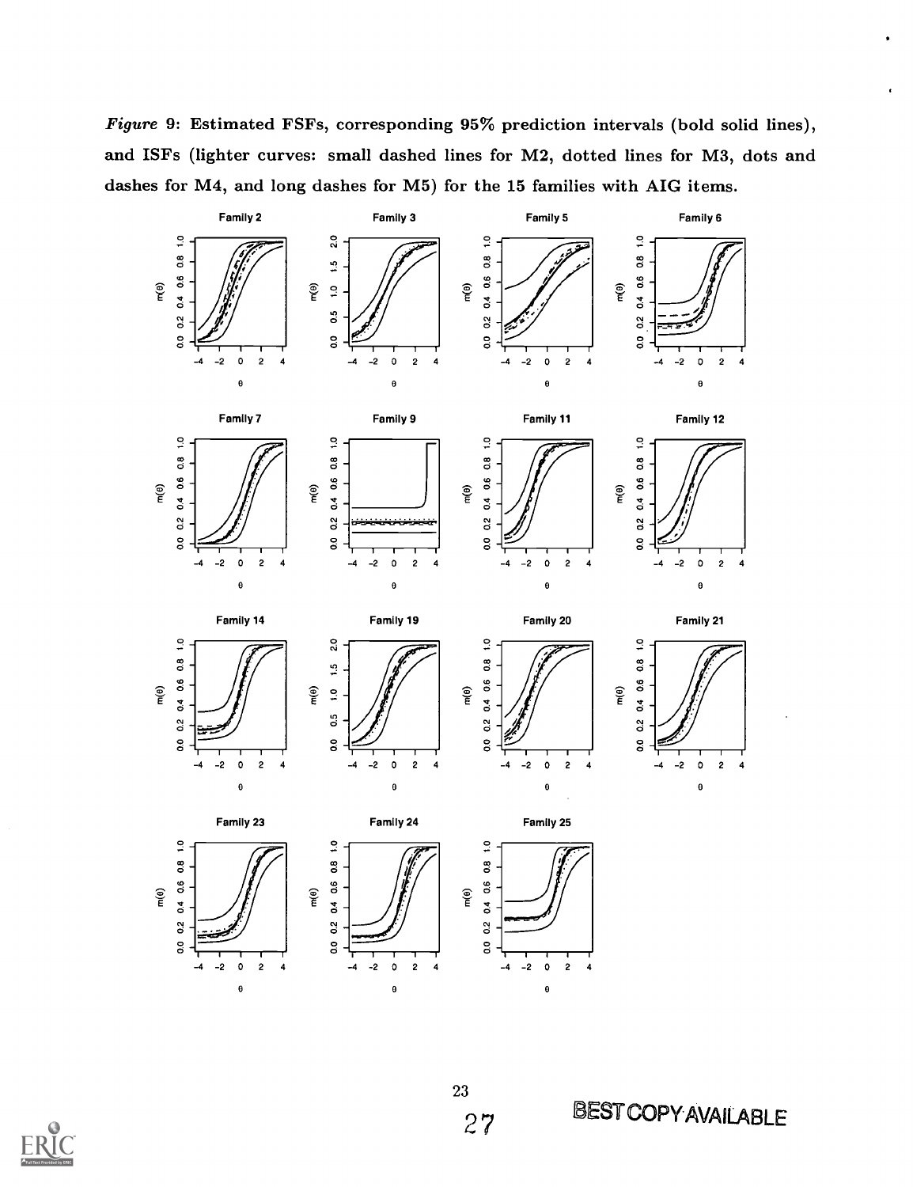*Figure* 9: **Estimated FSFs, corresponding 95% prediction intervals (bold solid lines), and ISFs (lighter curves: small dashed lines for M2, dotted lines for M3, dots and dashes for M4, and long dashes for M5) for the 15 families with AIG items.**

BEST COPY AVAILABLE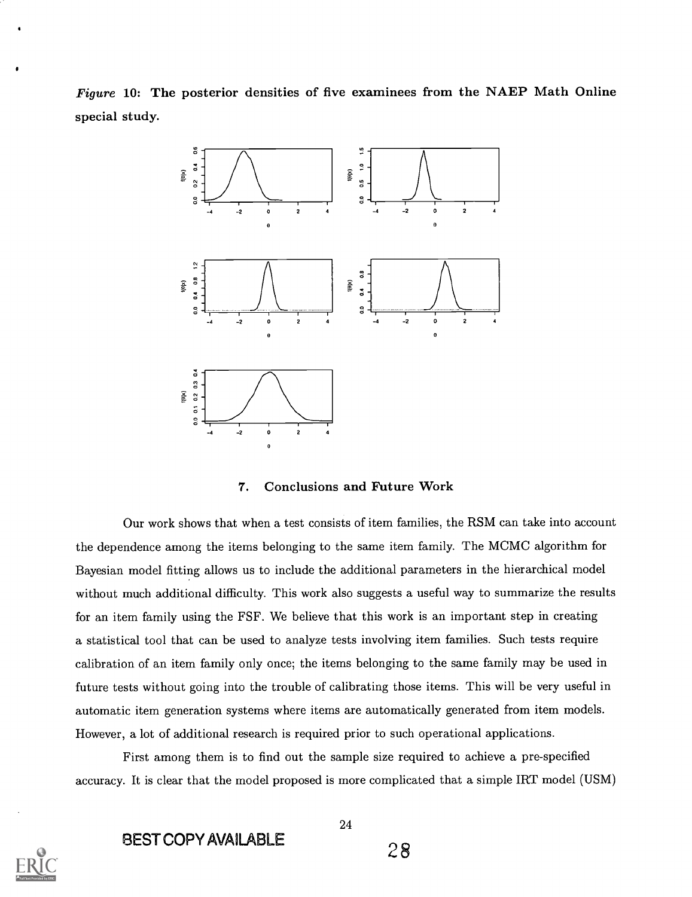*Figure* 10: **The posterior densities of five examinees from the NAEP Math Online special study.**

### 7. Conclusions and Future Work

Our work shows that when a test consists of item families, the RSM can take into account the dependence among the items belonging to the same item family. The MCMC algorithm for Bayesian model fitting allows us to include the additional parameters in the hierarchical model without much additional difficulty. This work also suggests a useful way to summarize the results for an item family using the FSF. We believe that this work is an important step in creating a statistical tool that can be used to analyze tests involving item families. Such tests require calibration of an item family only once; the items belonging to the same family may be used in future tests without going into the trouble of calibrating those items. This will be very useful in automatic item generation systems where items are automatically generated from item models. However, a lot of additional research is required prior to such operational applications.

First among them is to find out the sample size required to achieve a pre-specified accuracy. It is clear that the model proposed is more complicated that a simple IRT model (USM)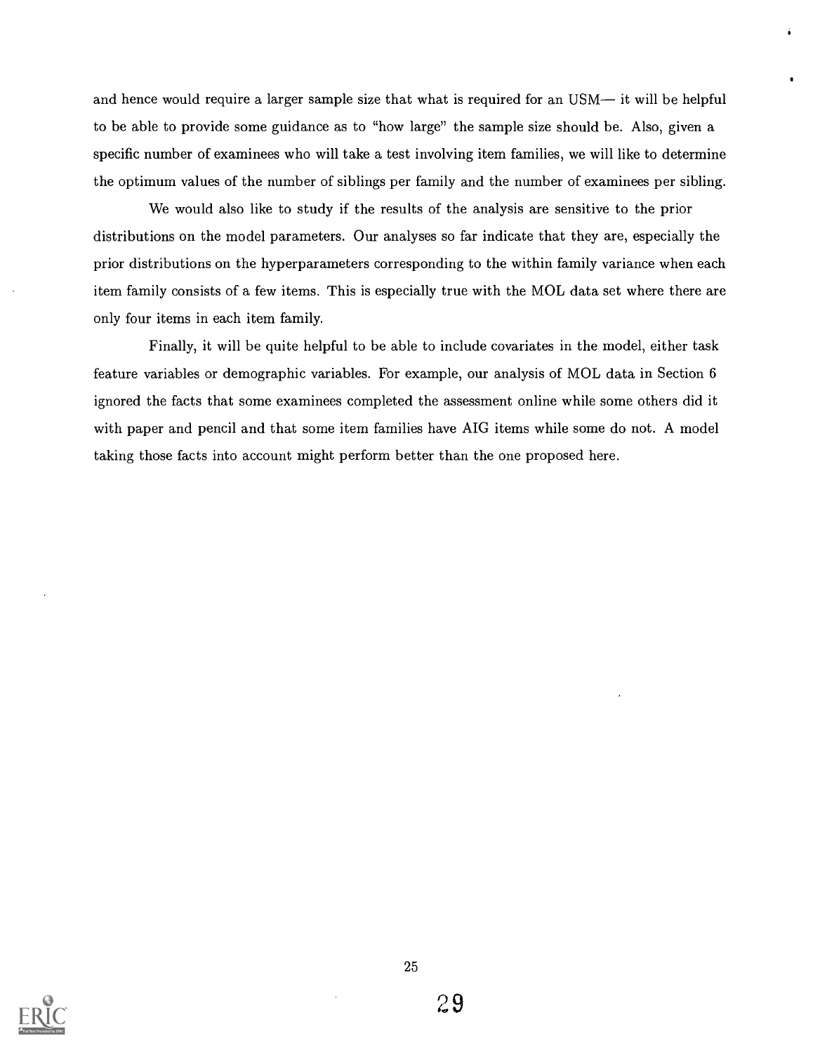and hence would require a larger sample size that what is required for an USM— it will be helpful to be able to provide some guidance as to "how large" the sample size should be. Also, given a specific number of examinees who will take a test involving item families, we will like to determine the optimum values of the number of siblings per family and the number of examinees per sibling.

We would also like to study if the results of the analysis are sensitive to the prior distributions on the model parameters. Our analyses so far indicate that they are, especially the prior distributions on the hyperparameters corresponding to the within family variance when each item family consists of a few items. This is especially true with the MOL data set where there are only four items in each item family.

Finally, it will be quite helpful to be able to include covariates in the model, either task feature variables or demographic variables. For example, our analysis of MOL data in Section 6 ignored the facts that some examinees completed the assessment online while some others did it with paper and pencil and that some item families have AIG items while some do not. A model taking those facts into account might perform better than the one proposed here.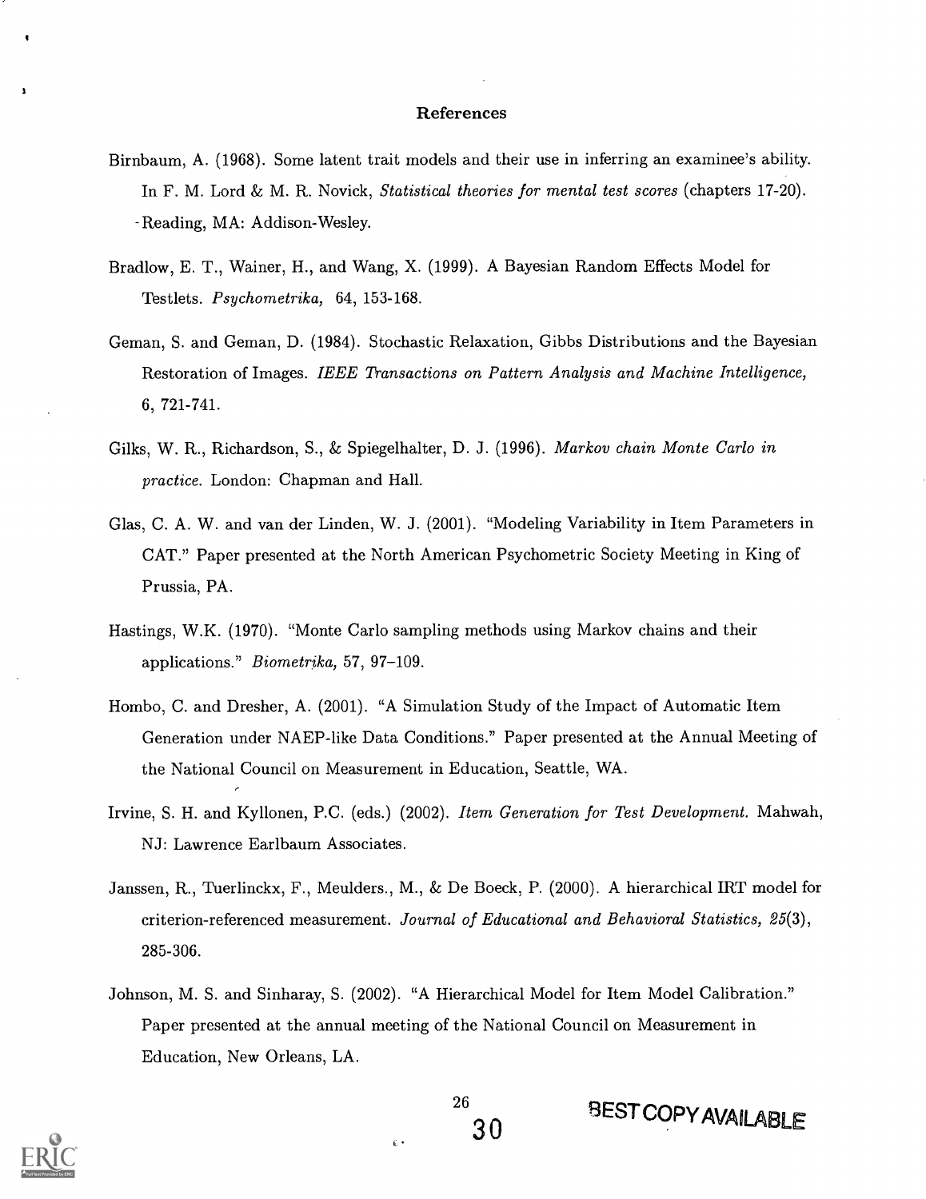## References

Birnbaum, A. (1968). Some latent trait models and their use in inferring an examinee's ability. In F. M. Lord & M. R. Novick, *Statistical theories for mental test scores* (chapters 17-20). Reading, MA: Addison-Wesley.

Bradlow, E. T., Wainer, H., and Wang, X. (1999). A Bayesian Random Effects Model for Testlets. *Psychometrika,* 64, 153-168.

Geman, S. and Geman, D. (1984). Stochastic Relaxation, Gibbs Distributions and the Bayesian Restoration of Images. *IEEE Transactions on Pattern Analysis and Machine Intelligence,* 6, 721-741.

Gilks, W. R., Richardson, S., & Spiegelhalter, D. J. (1996). *Markov chain Monte Carlo in practice.* London: Chapman and Hall.

Glas, C. A. W. and van der Linden, W. J. (2001). "Modeling Variability in Item Parameters in CAT." Paper presented at the North American Psychometric Society Meeting in King of Prussia, PA.

Hastings, W.K. (1970). "Monte Carlo sampling methods using Markov chains and their applications." *Biometrika,* 57, 97–109.

Hombo, C. and Dresher, A. (2001). "A Simulation Study of the Impact of Automatic Item Generation under NAEP-like Data Conditions." Paper presented at the Annual Meeting of the National Council on Measurement in Education, Seattle, WA.

Irvine, S. H. and Kyllonen, P.C. (eds.) (2002). *Item Generation for Test Development.* Mahwah, NJ: Lawrence Earlbaum Associates.

Janssen, R., Tuerlinckx, F., Meulders., M., & De Boeck, P. (2000). A hierarchical IRT model for criterion-referenced measurement. *Journal of Educational and Behavioral Statistics, 25*(3), 285-306.

Johnson, M. S. and Sinharay, S. (2002). "A Hierarchical Model for Item Model Calibration." Paper presented at the annual meeting of the National Council on Measurement in Education, New Orleans, LA.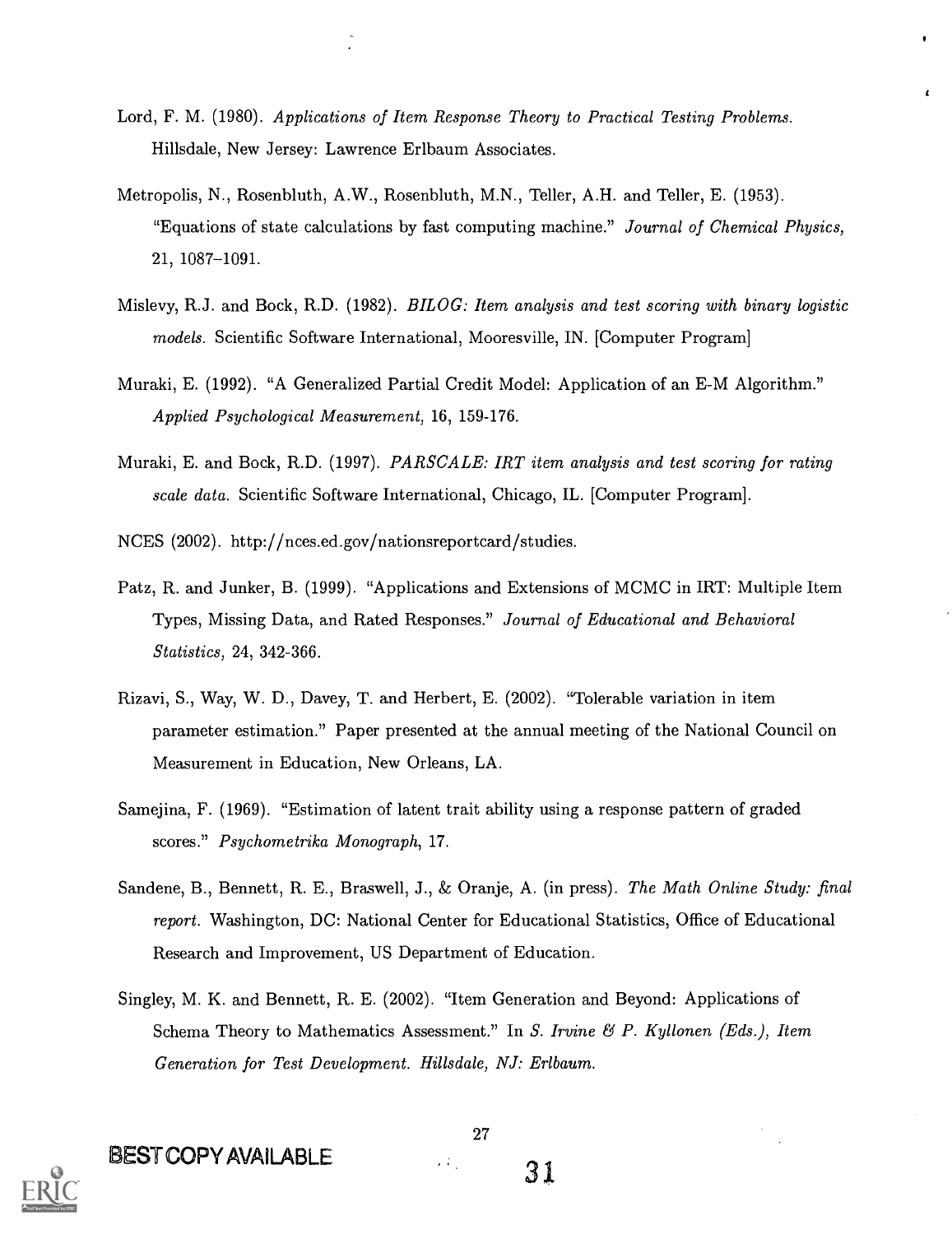Lord, F. M. (1980). *Applications of Item Response Theory to Practical Testing Problems.* Hillsdale, New Jersey: Lawrence Erlbaum Associates.

Metropolis, N., Rosenbluth, A.W., Rosenbluth, M.N., Teller, A.H. and Teller, E. (1953). "Equations of state calculations by fast computing machine." *Journal of Chemical Physics,* 21, 1087–1091.

Mislevy, R.J. and Bock, R.D. (1982). *BILOG: Item analysis and test scoring with binary logistic models.* Scientific Software International, Mooresville, IN. [Computer Program]

Muraki, E. (1992). "A Generalized Partial Credit Model: Application of an E-M Algorithm." *Applied Psychological Measurement,* 16, 159-176.

Muraki, E. and Bock, R.D. (1997). *PARSCALE: IRT item analysis and test scoring for rating scale data.* Scientific Software International, Chicago, IL. [Computer Program].

NCES (2002). http://nces.ed.gov/nationsreportcard/studies.

Patz, R. and Junker, B. (1999). "Applications and Extensions of MCMC in IRT: Multiple Item Types, Missing Data, and Rated Responses." *Journal of Educational and Behavioral Statistics,* 24, 342-366.

Rizavi, S., Way, W. D., Davey, T. and Herbert, E. (2002). "Tolerable variation in item parameter estimation." Paper presented at the annual meeting of the National Council on Measurement in Education, New Orleans, LA.

Samejina, F. (1969). "Estimation of latent trait ability using a response pattern of graded scores." *Psychometrika Monograph,* 17.

Sandene, B., Bennett, R. E., Braswell, J., & Oranje, A. (in press). *The Math Online Study: final report.* Washington, DC: National Center for Educational Statistics, Office of Educational Research and Improvement, US Department of Education.

Singley, M. K. and Bennett, R. E. (2002). "Item Generation and Beyond: Applications of Schema Theory to Mathematics Assessment." In *S. Irvine & P. Kyllonen (Eds.), Item Generation for Test Development. Hillsdale, NJ: Erlbaum.*

BEST COPY AVAILABLE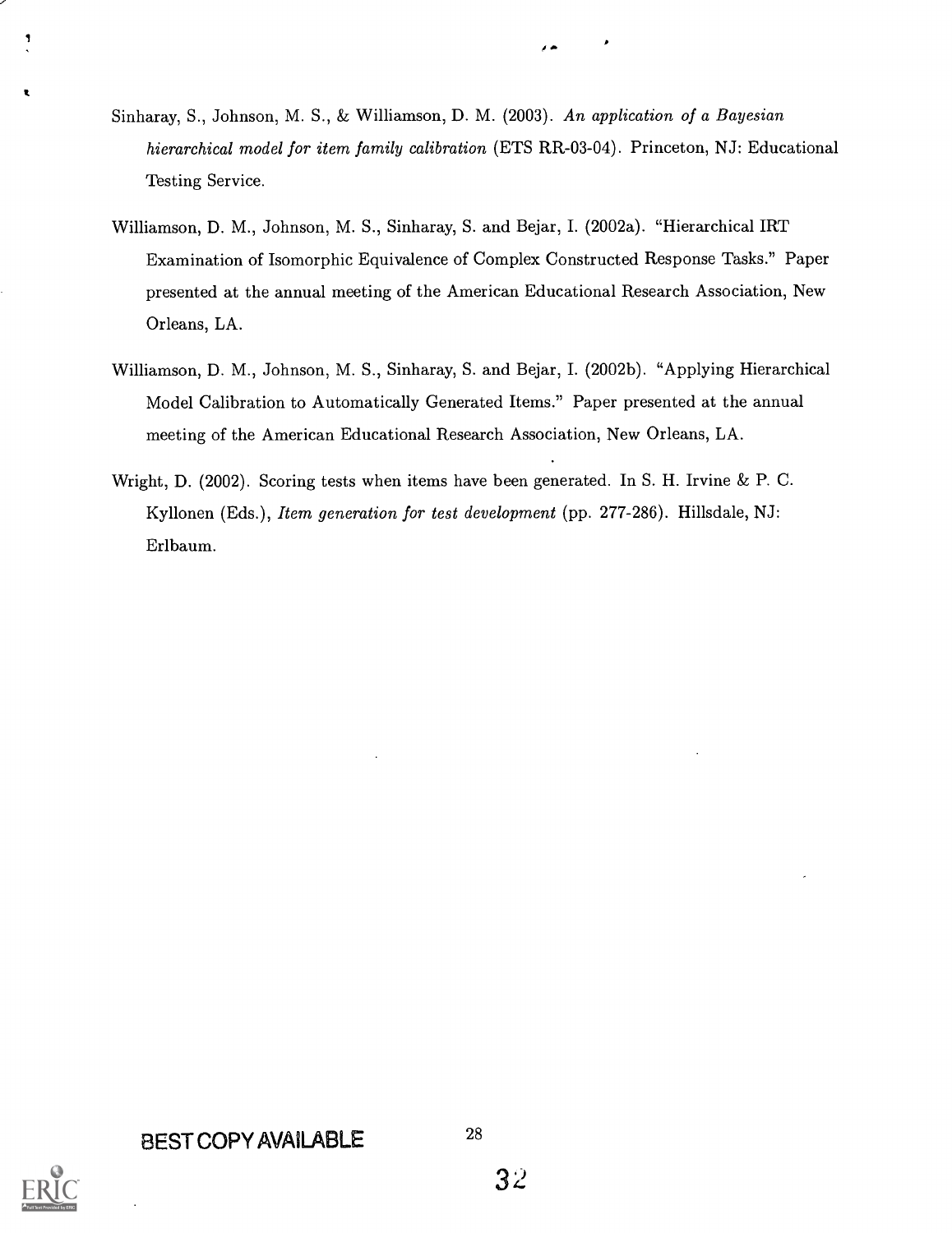Sinharay, S., Johnson, M. S., & Williamson, D. M. (2003). *An application of a Bayesian hierarchical model for item family calibration* (ETS RR-03-04). Princeton, NJ: Educational Testing Service.

Williamson, D. M., Johnson, M. S., Sinharay, S. and Bejar, I. (2002a). "Hierarchical IRT Examination of Isomorphic Equivalence of Complex Constructed Response Tasks." Paper presented at the annual meeting of the American Educational Research Association, New Orleans, LA.

Williamson, D. M., Johnson, M. S., Sinharay, S. and Bejar, I. (2002b). "Applying Hierarchical Model Calibration to Automatically Generated Items." Paper presented at the annual meeting of the American Educational Research Association, New Orleans, LA.

Wright, D. (2002). Scoring tests when items have been generated. In S. H. Irvine & P. C. Kyllonen (Eds.), *Item generation for test development* (pp. 277-286). Hillsdale, NJ: Erlbaum.

BEST COPY AVAILABLE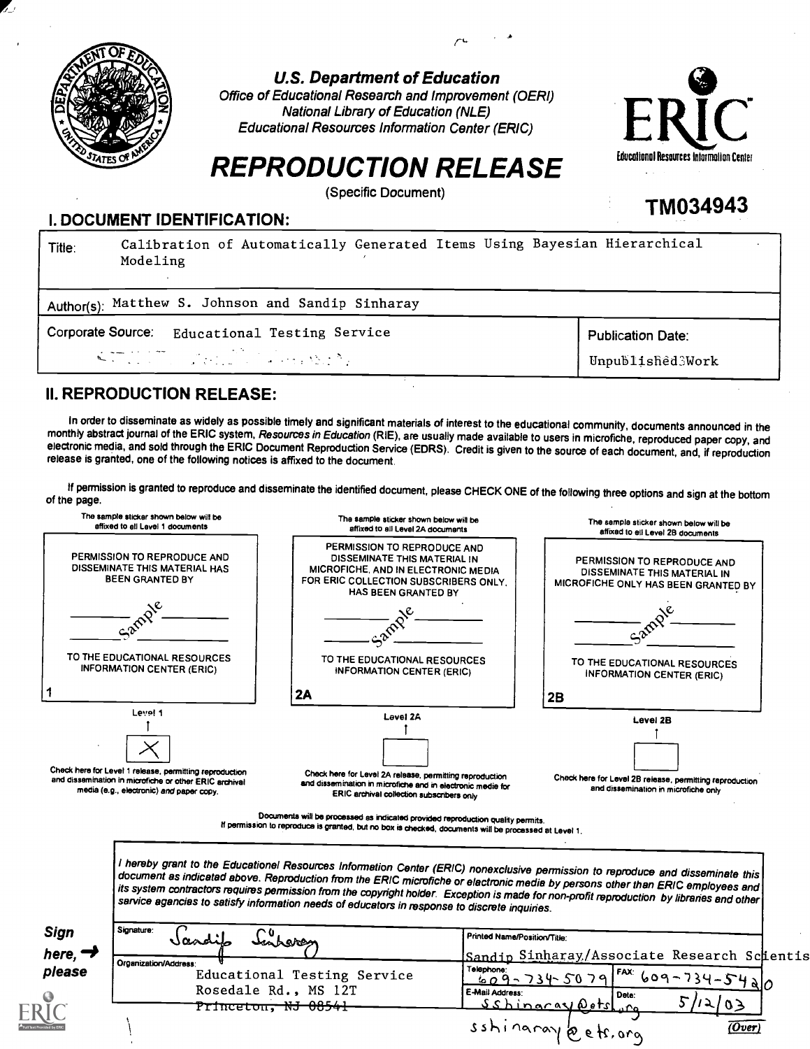**U.S. Department of Education**
*Office of Educational Research and Improvement (OERI)*
*National Library of Education (NLE)*
*Educational Resources Information Center (ERIC)*

ERIC
Educational Resources Information Center

# REPRODUCTION RELEASE

(Specific Document)

**TM034943**

## I. DOCUMENT IDENTIFICATION:

| | |
|---|---|
| Title: Calibration of Automatically Generated Items Using Bayesian Hierarchical Modeling | |
| Author(s): Matthew S. Johnson and Sandip Sinharay | |
| Corporate Source: Educational Testing Service | Publication Date: Unpublished Work |

## II. REPRODUCTION RELEASE:

In order to disseminate as widely as possible timely and significant materials of interest to the educational community, documents announced in the monthly abstract journal of the ERIC system, *Resources in Education* (RIE), are usually made available to users in microfiche, reproduced paper copy, and electronic media, and sold through the ERIC Document Reproduction Service (EDRS). Credit is given to the source of each document, and, if reproduction release is granted, one of the following notices is affixed to the document.

If permission is granted to reproduce and disseminate the identified document, please CHECK ONE of the following three options and sign at the bottom of the page.

| The sample sticker shown below will be affixed to all Level 1 documents | The sample sticker shown below will be affixed to all Level 2A documents | The sample sticker shown below will be affixed to all Level 2B documents |
|---|---|---|
| PERMISSION TO REPRODUCE AND DISSEMINATE THIS MATERIAL HAS BEEN GRANTED BY<br>Sample<br>TO THE EDUCATIONAL RESOURCES INFORMATION CENTER (ERIC)<br>1 | PERMISSION TO REPRODUCE AND DISSEMINATE THIS MATERIAL IN MICROFICHE, AND IN ELECTRONIC MEDIA FOR ERIC COLLECTION SUBSCRIBERS ONLY, HAS BEEN GRANTED BY<br>Sample<br>TO THE EDUCATIONAL RESOURCES INFORMATION CENTER (ERIC)<br>2A | PERMISSION TO REPRODUCE AND DISSEMINATE THIS MATERIAL IN MICROFICHE ONLY HAS BEEN GRANTED BY<br>Sample<br>TO THE EDUCATIONAL RESOURCES INFORMATION CENTER (ERIC)<br>2B |
| Level 1<br>[X] | Level 2A<br>[ ] | Level 2B<br>[ ] |
| Check here for Level 1 release, permitting reproduction and dissemination in microfiche or other ERIC archival media (e.g., electronic) *and* paper copy. | Check here for Level 2A release, permitting reproduction and dissemination in microfiche and in electronic media for ERIC archival collection subscribers only | Check here for Level 2B release, permitting reproduction and dissemination in microfiche only |

Documents will be processed as indicated provided reproduction quality permits.
If permission to reproduce is granted, but no box is checked, documents will be processed at Level 1.

*I hereby grant to the Educational Resources Information Center (ERIC) nonexclusive permission to reproduce and disseminate this document as indicated above. Reproduction from the ERIC microfiche or electronic media by persons other than ERIC employees and its system contractors requires permission from the copyright holder. Exception is made for non-profit reproduction by libraries and other service agencies to satisfy information needs of educators in response to discrete inquiries.*

**Sign here, → please**

| | |
|---|---|
| Signature: Sandip Sinharay | Printed Name/Position/Title: Sandip Sinharay/Associate Research Scientis |
| Organization/Address: Educational Testing Service, Rosedale Rd., MS 12T, ~~Princeton, NJ 08541~~ | Telephone: 609-734-5079 FAX: 609-734-5420 |
| | E-Mail Address: sshinaray@ets.org Date: 5/12/03 |
| | sshinaray@ets.org |

(Over)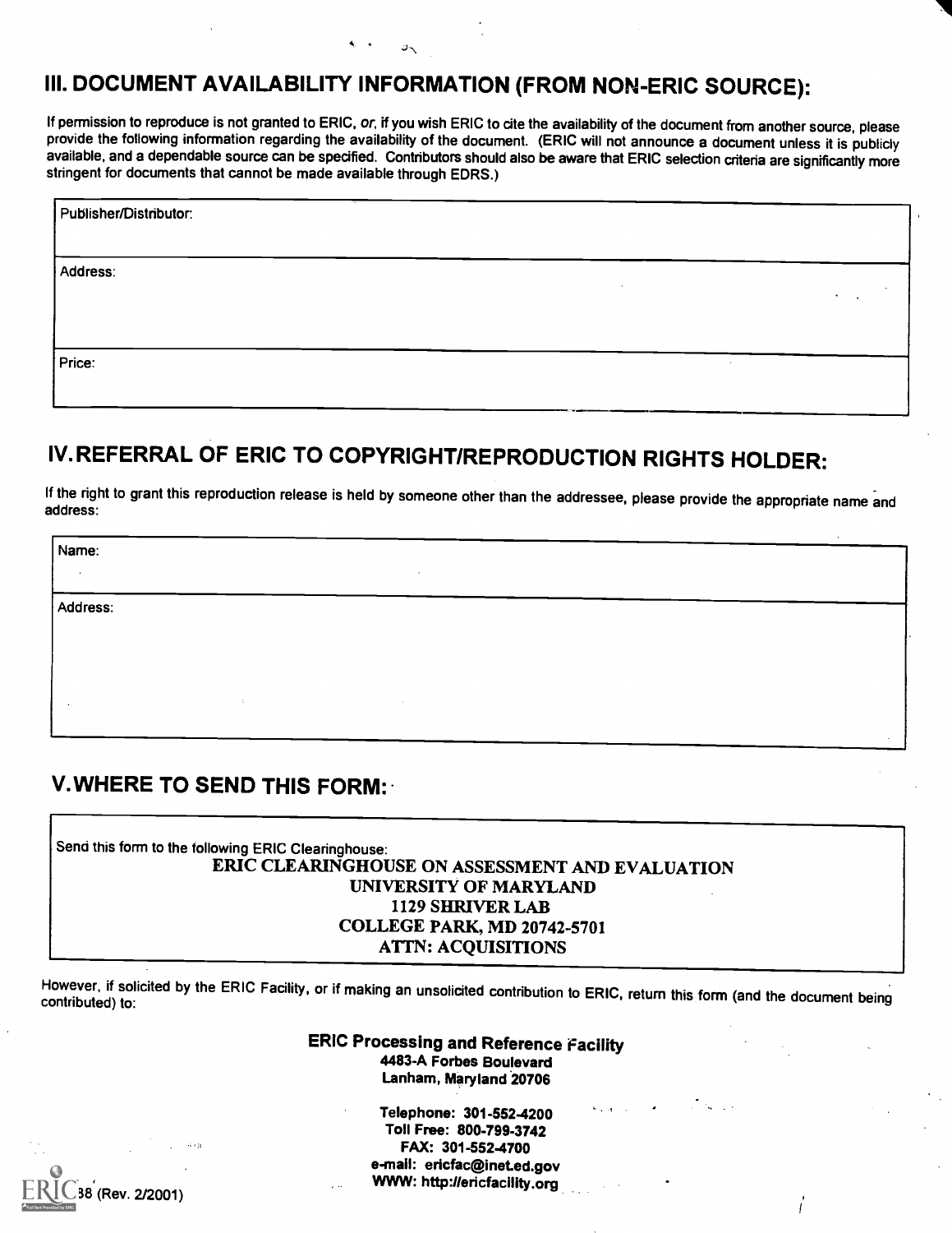## III. DOCUMENT AVAILABILITY INFORMATION (FROM NON-ERIC SOURCE):

If permission to reproduce is not granted to ERIC, *or*, if you wish ERIC to cite the availability of the document from another source, please provide the following information regarding the availability of the document. (ERIC will not announce a document unless it is publicly available, and a dependable source can be specified. Contributors should also be aware that ERIC selection criteria are significantly more stringent for documents that cannot be made available through EDRS.)

| |
|---|
| Publisher/Distributor: |
| Address: |
| Price: |

## IV. REFERRAL OF ERIC TO COPYRIGHT/REPRODUCTION RIGHTS HOLDER:

If the right to grant this reproduction release is held by someone other than the addressee, please provide the appropriate name and address:

| |
|---|
| Name: |
| Address: |

## V. WHERE TO SEND THIS FORM:

Send this form to the following ERIC Clearinghouse:

**ERIC CLEARINGHOUSE ON ASSESSMENT AND EVALUATION**
**UNIVERSITY OF MARYLAND**
**1129 SHRIVER LAB**
**COLLEGE PARK, MD 20742-5701**
**ATTN: ACQUISITIONS**

However, if solicited by the ERIC Facility, or if making an unsolicited contribution to ERIC, return this form (and the document being contributed) to:

**ERIC Processing and Reference Facility**
**4483-A Forbes Boulevard**
**Lanham, Maryland 20706**

**Telephone: 301-552-4200**
**Toll Free: 800-799-3742**
**FAX: 301-552-4700**
**e-mail: ericfac@inet.ed.gov**
**WWW: http://ericfacility.org**

EFF-088 (Rev. 2/2001)